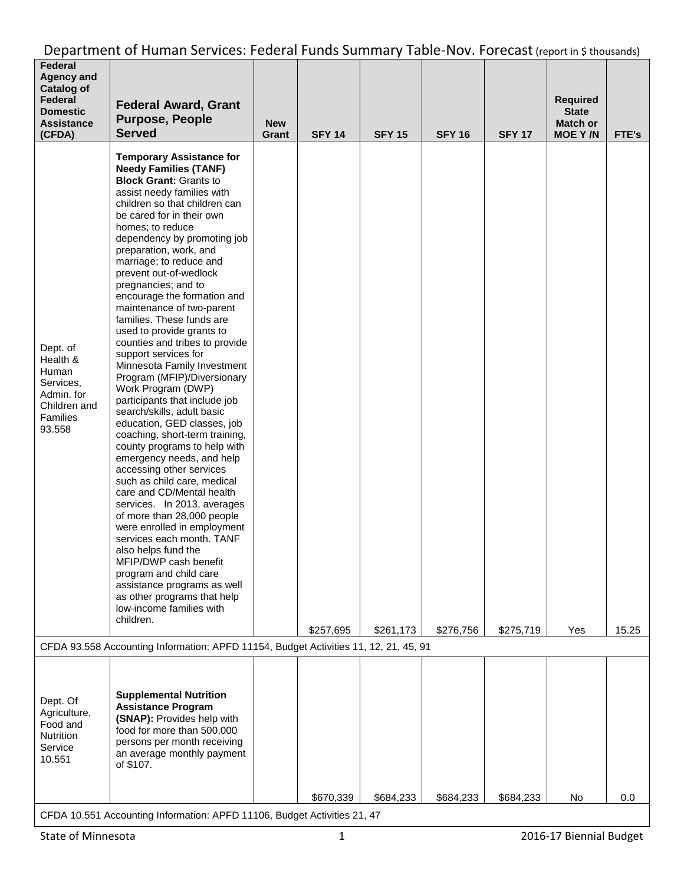# Department of Human Services: Federal Funds Summary Table-Nov. Forecast (report in $ thousands)

| Federal Agency and Catalog of Federal Domestic Assistance (CFDA) | Federal Award, Grant Purpose, People Served | New Grant | SFY 14 | SFY 15 | SFY 16 | SFY 17 | Required State Match or MOE Y /N | FTE's |
|---|---|---|---|---|---|---|---|---|
| Dept. of Health & Human Services, Admin. for Children and Families 93.558 | **Temporary Assistance for Needy Families (TANF) Block Grant:** Grants to assist needy families with children so that children can be cared for in their own homes; to reduce dependency by promoting job preparation, work, and marriage; to reduce and prevent out-of-wedlock pregnancies; and to encourage the formation and maintenance of two-parent families. These funds are used to provide grants to counties and tribes to provide support services for Minnesota Family Investment Program (MFIP)/Diversionary Work Program (DWP) participants that include job search/skills, adult basic education, GED classes, job coaching, short-term training, county programs to help with emergency needs, and help accessing other services such as child care, medical care and CD/Mental health services. In 2013, averages of more than 28,000 people were enrolled in employment services each month. TANF also helps fund the MFIP/DWP cash benefit program and child care assistance programs as well as other programs that help low-income families with children. | | $257,695 | $261,173 | $276,756 | $275,719 | Yes | 15.25 |
| CFDA 93.558 Accounting Information: APFD 11154, Budget Activities 11, 12, 21, 45, 91 | | | | | | | | |
| Dept. Of Agriculture, Food and Nutrition Service 10.551 | **Supplemental Nutrition Assistance Program (SNAP):** Provides help with food for more than 500,000 persons per month receiving an average monthly payment of $107. | | $670,339 | $684,233 | $684,233 | $684,233 | No | 0.0 |
| CFDA 10.551 Accounting Information: APFD 11106, Budget Activities 21, 47 | | | | | | | | |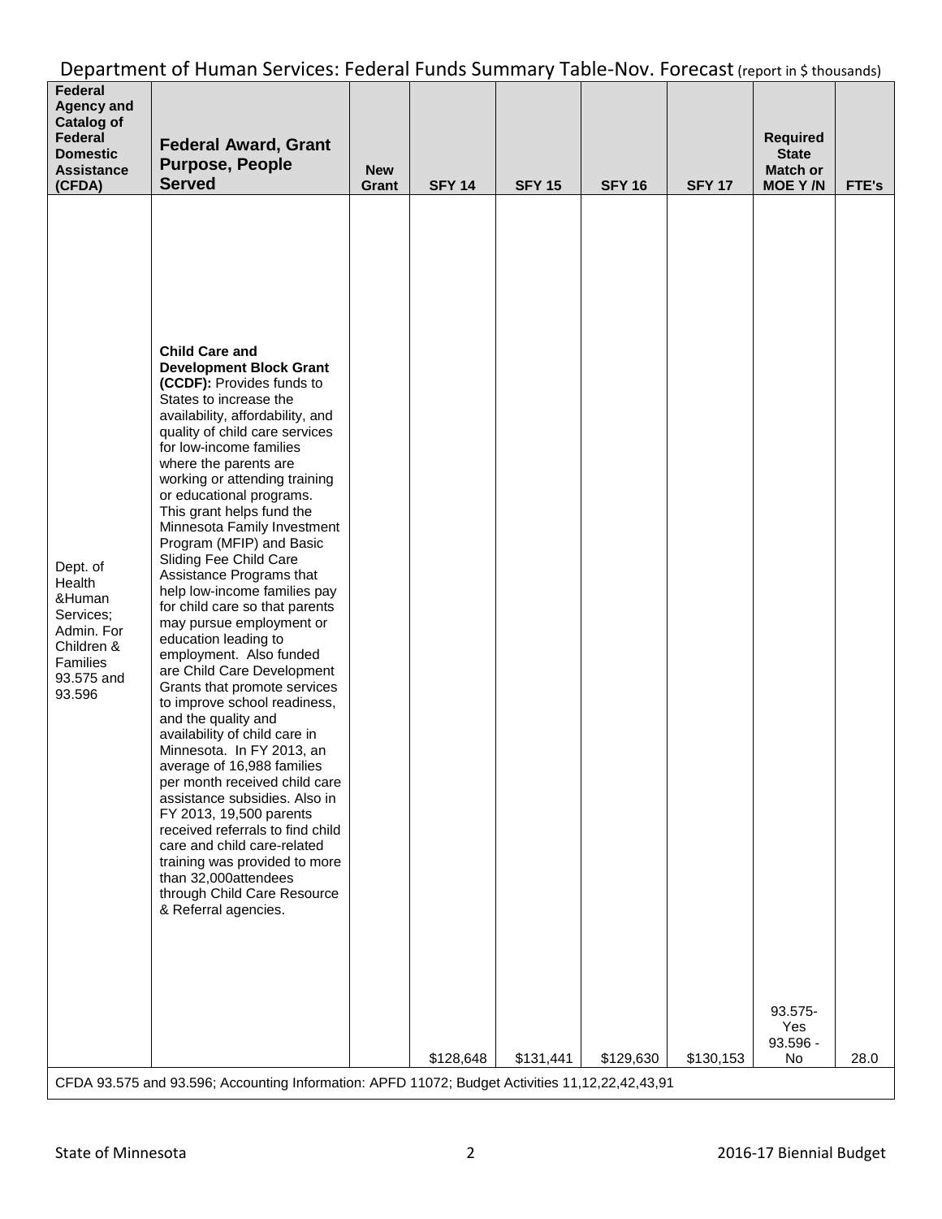## Department of Human Services: Federal Funds Summary Table-Nov. Forecast (report in $ thousands)

| Federal Agency and Catalog of Federal Domestic Assistance (CFDA) | Federal Award, Grant Purpose, People Served | New Grant | SFY 14 | SFY 15 | SFY 16 | SFY 17 | Required State Match or MOE Y /N | FTE's |
|---|---|---|---|---|---|---|---|---|
| Dept. of Health &Human Services; Admin. For Children & Families 93.575 and 93.596 | **Child Care and Development Block Grant (CCDF):** Provides funds to States to increase the availability, affordability, and quality of child care services for low-income families where the parents are working or attending training or educational programs. This grant helps fund the Minnesota Family Investment Program (MFIP) and Basic Sliding Fee Child Care Assistance Programs that help low-income families pay for child care so that parents may pursue employment or education leading to employment. Also funded are Child Care Development Grants that promote services to improve school readiness, and the quality and availability of child care in Minnesota. In FY 2013, an average of 16,988 families per month received child care assistance subsidies. Also in FY 2013, 19,500 parents received referrals to find child care and child care-related training was provided to more than 32,000attendees through Child Care Resource & Referral agencies. | | $128,648 | $131,441 | $129,630 | $130,153 | 93.575- Yes 93.596 - No | 28.0 |
| CFDA 93.575 and 93.596; Accounting Information: APFD 11072; Budget Activities 11,12,22,42,43,91 | | | | | | | | |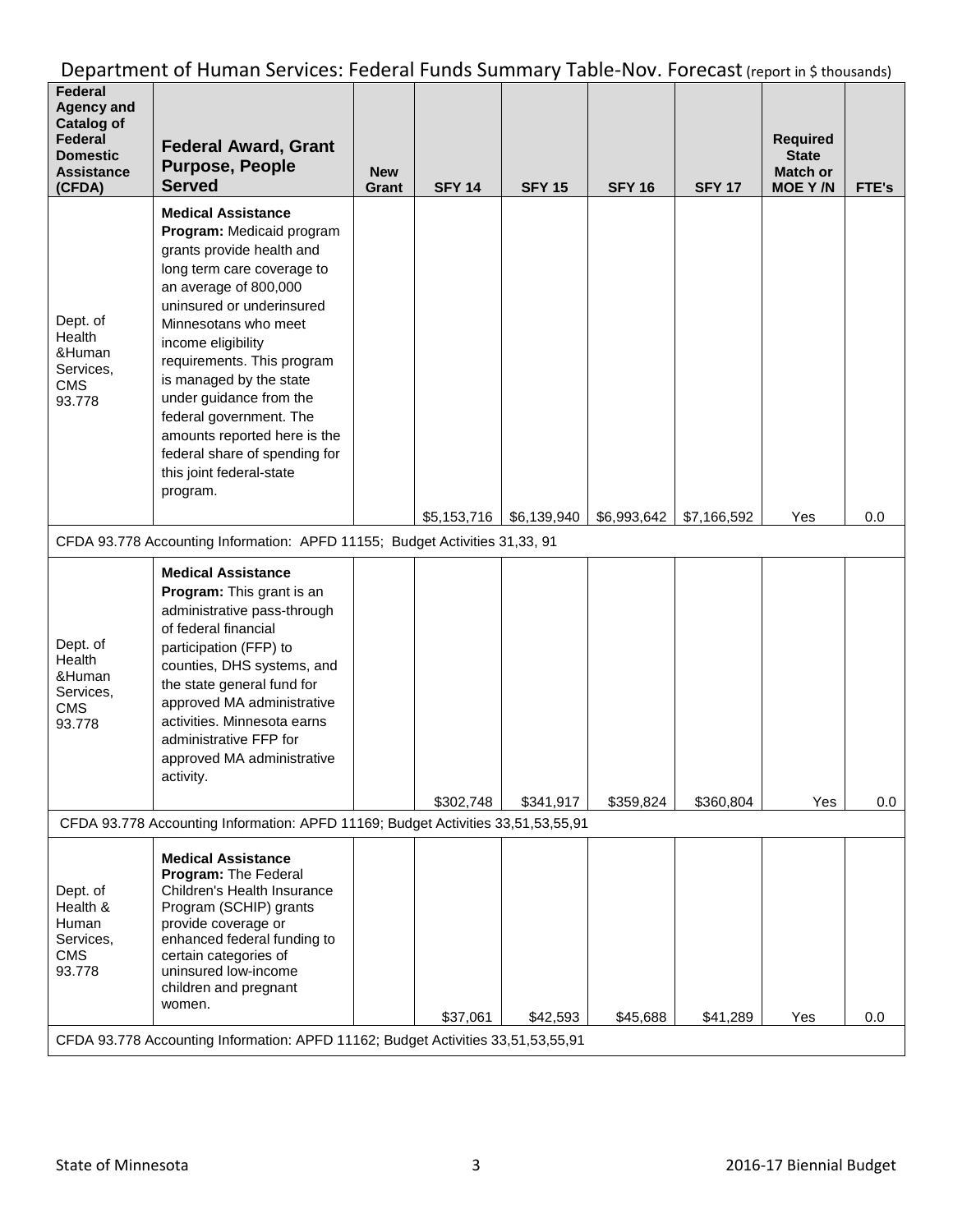## Department of Human Services: Federal Funds Summary Table-Nov. Forecast (report in $ thousands)

| Federal Agency and Catalog of Federal Domestic Assistance (CFDA) | Federal Award, Grant Purpose, People Served | New Grant | SFY 14 | SFY 15 | SFY 16 | SFY 17 | Required State Match or MOE Y /N | FTE's |
|---|---|---|---|---|---|---|---|---|
| Dept. of Health &Human Services, CMS 93.778 | **Medical Assistance Program:** Medicaid program grants provide health and long term care coverage to an average of 800,000 uninsured or underinsured Minnesotans who meet income eligibility requirements. This program is managed by the state under guidance from the federal government. The amounts reported here is the federal share of spending for this joint federal-state program. | | $5,153,716 | $6,139,940 | $6,993,642 | $7,166,592 | Yes | 0.0 |
| CFDA 93.778 Accounting Information: APFD 11155; Budget Activities 31,33, 91 | | | | | | | | |
| Dept. of Health &Human Services, CMS 93.778 | **Medical Assistance Program:** This grant is an administrative pass-through of federal financial participation (FFP) to counties, DHS systems, and the state general fund for approved MA administrative activities. Minnesota earns administrative FFP for approved MA administrative activity. | | $302,748 | $341,917 | $359,824 | $360,804 | Yes | 0.0 |
| CFDA 93.778 Accounting Information: APFD 11169; Budget Activities 33,51,53,55,91 | | | | | | | | |
| Dept. of Health & Human Services, CMS 93.778 | **Medical Assistance Program:** The Federal Children's Health Insurance Program (SCHIP) grants provide coverage or enhanced federal funding to certain categories of uninsured low-income children and pregnant women. | | $37,061 | $42,593 | $45,688 | $41,289 | Yes | 0.0 |
| CFDA 93.778 Accounting Information: APFD 11162; Budget Activities 33,51,53,55,91 | | | | | | | | |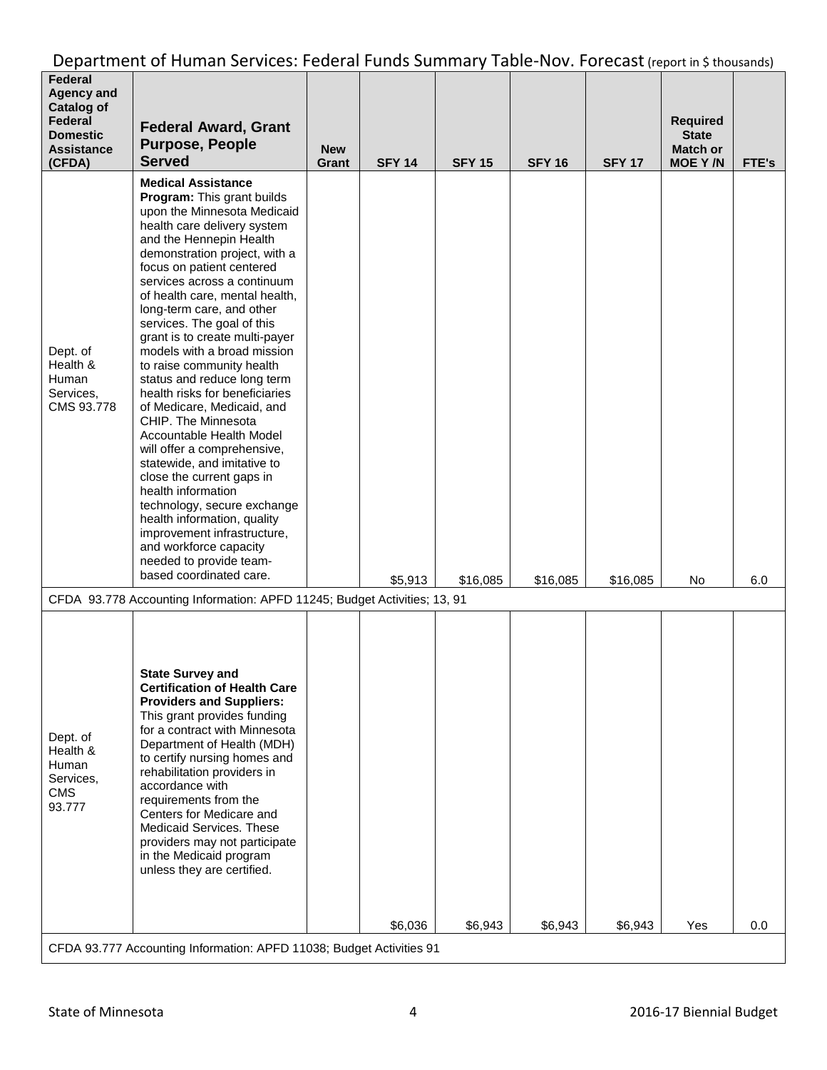## Department of Human Services: Federal Funds Summary Table-Nov. Forecast (report in $ thousands)

| Federal Agency and Catalog of Federal Domestic Assistance (CFDA) | Federal Award, Grant Purpose, People Served | New Grant | SFY 14 | SFY 15 | SFY 16 | SFY 17 | Required State Match or MOE Y /N | FTE's |
|---|---|---|---|---|---|---|---|---|
| Dept. of Health & Human Services, CMS 93.778 | **Medical Assistance Program:** This grant builds upon the Minnesota Medicaid health care delivery system and the Hennepin Health demonstration project, with a focus on patient centered services across a continuum of health care, mental health, long-term care, and other services. The goal of this grant is to create multi-payer models with a broad mission to raise community health status and reduce long term health risks for beneficiaries of Medicare, Medicaid, and CHIP. The Minnesota Accountable Health Model will offer a comprehensive, statewide, and imitative to close the current gaps in health information technology, secure exchange health information, quality improvement infrastructure, and workforce capacity needed to provide team-based coordinated care. | | $5,913 | $16,085 | $16,085 | $16,085 | No | 6.0 |
| CFDA 93.778 Accounting Information: APFD 11245; Budget Activities; 13, 91 | | | | | | | | |
| Dept. of Health & Human Services, CMS 93.777 | **State Survey and Certification of Health Care Providers and Suppliers:** This grant provides funding for a contract with Minnesota Department of Health (MDH) to certify nursing homes and rehabilitation providers in accordance with requirements from the Centers for Medicare and Medicaid Services. These providers may not participate in the Medicaid program unless they are certified. | | $6,036 | $6,943 | $6,943 | $6,943 | Yes | 0.0 |
| CFDA 93.777 Accounting Information: APFD 11038; Budget Activities 91 | | | | | | | | |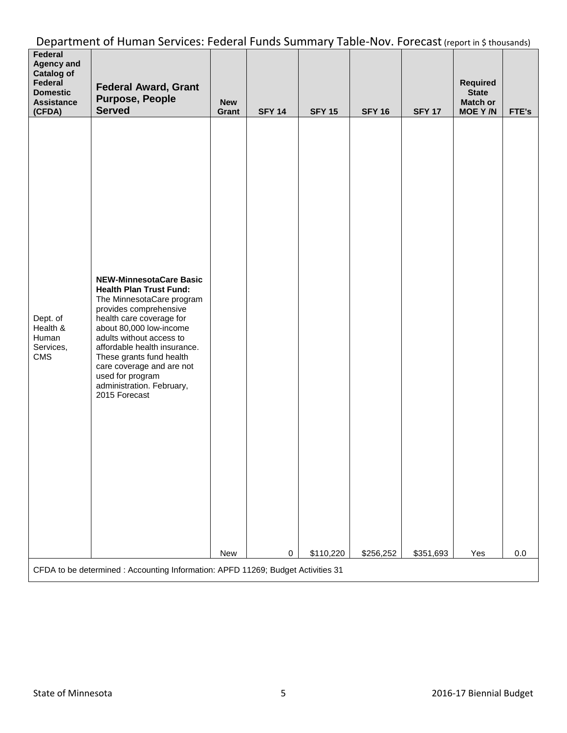## Department of Human Services: Federal Funds Summary Table-Nov. Forecast (report in $ thousands)

| Federal Agency and Catalog of Federal Domestic Assistance (CFDA) | Federal Award, Grant Purpose, People Served | New Grant | SFY 14 | SFY 15 | SFY 16 | SFY 17 | Required State Match or MOE Y /N | FTE's |
|---|---|---|---|---|---|---|---|---|
| Dept. of Health & Human Services, CMS | **NEW-MinnesotaCare Basic Health Plan Trust Fund:** The MinnesotaCare program provides comprehensive health care coverage for about 80,000 low-income adults without access to affordable health insurance. These grants fund health care coverage and are not used for program administration. February, 2015 Forecast | New | 0 | $110,220 | $256,252 | $351,693 | Yes | 0.0 |
| CFDA to be determined : Accounting Information: APFD 11269; Budget Activities 31 | | | | | | | | |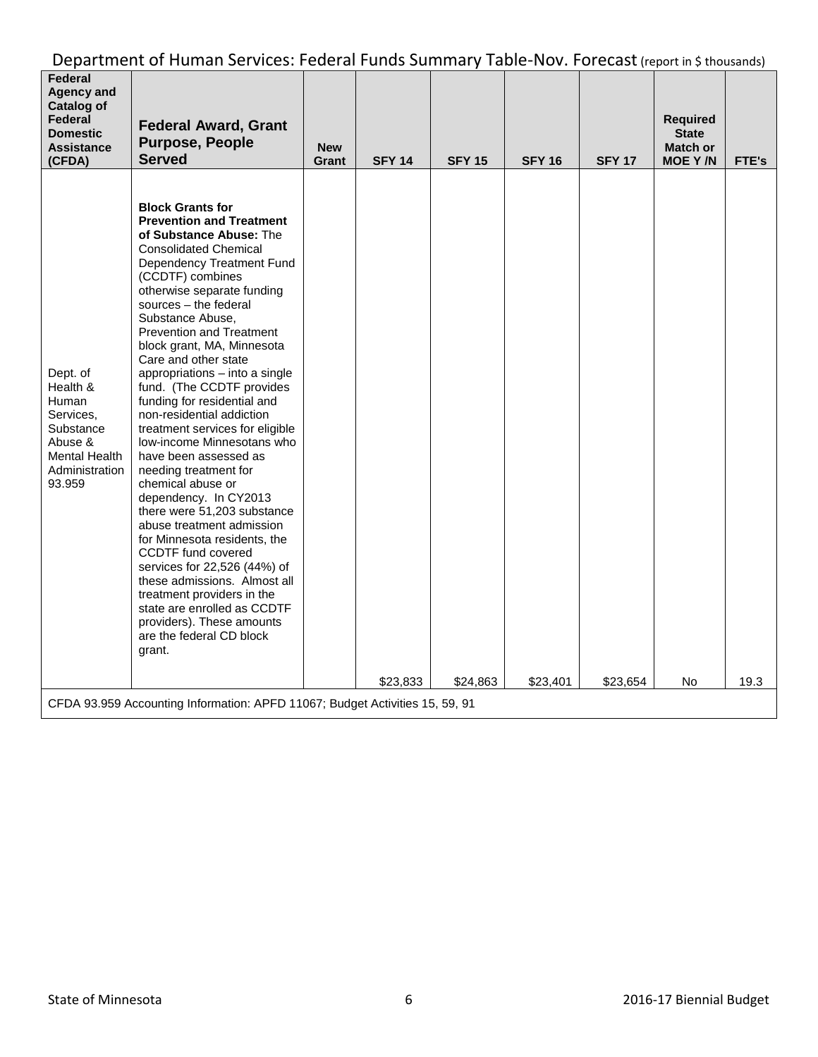## Department of Human Services: Federal Funds Summary Table-Nov. Forecast (report in $ thousands)

| Federal Agency and Catalog of Federal Domestic Assistance (CFDA) | Federal Award, Grant Purpose, People Served | New Grant | SFY 14 | SFY 15 | SFY 16 | SFY 17 | Required State Match or MOE Y /N | FTE's |
|---|---|---|---|---|---|---|---|---|
| Dept. of Health & Human Services, Substance Abuse & Mental Health Administration 93.959 | **Block Grants for Prevention and Treatment of Substance Abuse:** The Consolidated Chemical Dependency Treatment Fund (CCDTF) combines otherwise separate funding sources – the federal Substance Abuse, Prevention and Treatment block grant, MA, Minnesota Care and other state appropriations – into a single fund. (The CCDTF provides funding for residential and non-residential addiction treatment services for eligible low-income Minnesotans who have been assessed as needing treatment for chemical abuse or dependency. In CY2013 there were 51,203 substance abuse treatment admission for Minnesota residents, the CCDTF fund covered services for 22,526 (44%) of these admissions. Almost all treatment providers in the state are enrolled as CCDTF providers). These amounts are the federal CD block grant. | | $23,833 | $24,863 | $23,401 | $23,654 | No | 19.3 |
| CFDA 93.959 Accounting Information: APFD 11067; Budget Activities 15, 59, 91 | | | | | | | | |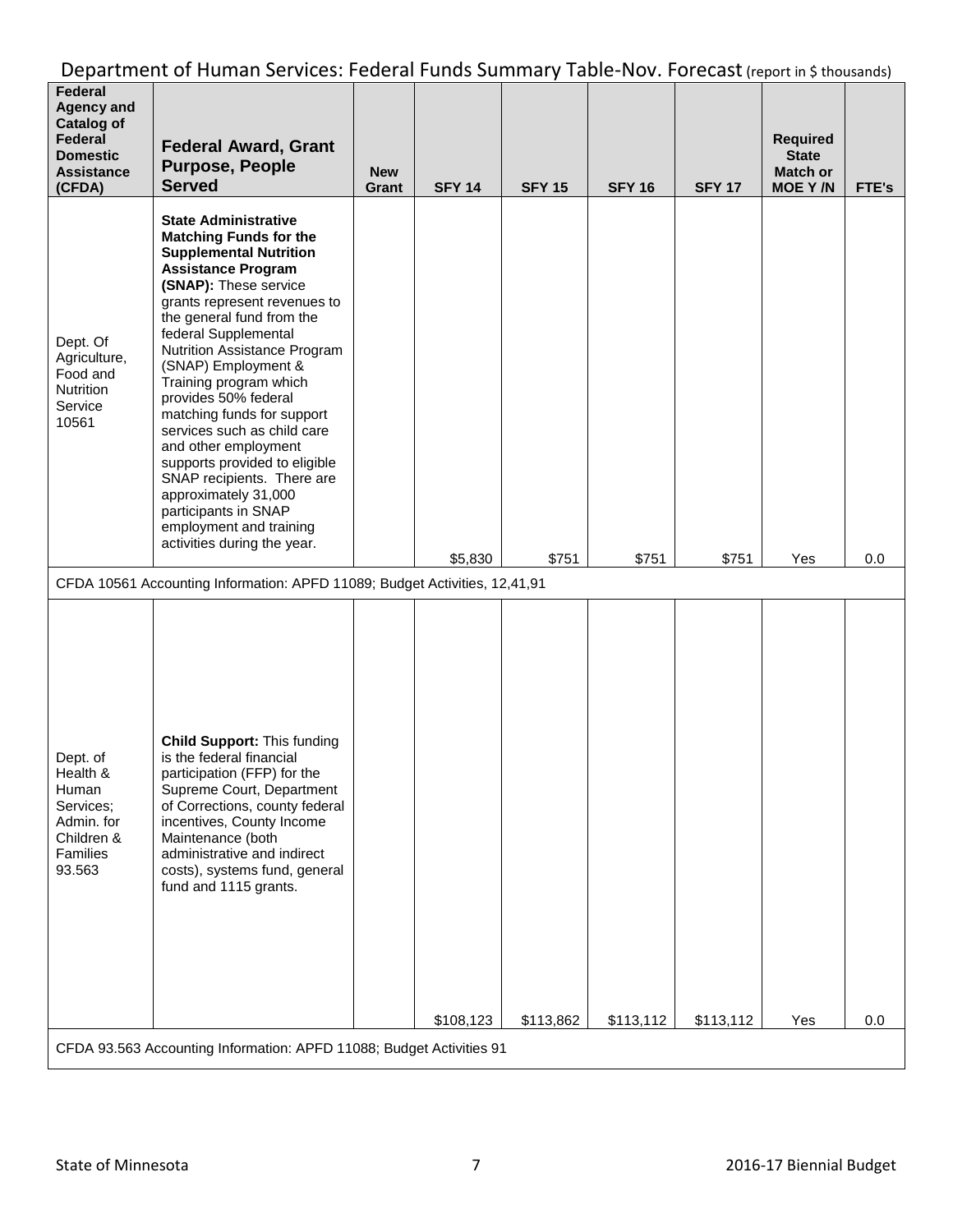Department of Human Services: Federal Funds Summary Table-Nov. Forecast (report in $ thousands)

| Federal Agency and Catalog of Federal Domestic Assistance (CFDA) | Federal Award, Grant Purpose, People Served | New Grant | SFY 14 | SFY 15 | SFY 16 | SFY 17 | Required State Match or MOE Y /N | FTE's |
|---|---|---|---|---|---|---|---|---|
| Dept. Of Agriculture, Food and Nutrition Service 10561 | **State Administrative Matching Funds for the Supplemental Nutrition Assistance Program (SNAP):** These service grants represent revenues to the general fund from the federal Supplemental Nutrition Assistance Program (SNAP) Employment & Training program which provides 50% federal matching funds for support services such as child care and other employment supports provided to eligible SNAP recipients. There are approximately 31,000 participants in SNAP employment and training activities during the year. | | $5,830 | $751 | $751 | $751 | Yes | 0.0 |
| CFDA 10561 Accounting Information: APFD 11089; Budget Activities, 12,41,91 | | | | | | | | |
| Dept. of Health & Human Services; Admin. for Children & Families 93.563 | **Child Support:** This funding is the federal financial participation (FFP) for the Supreme Court, Department of Corrections, county federal incentives, County Income Maintenance (both administrative and indirect costs), systems fund, general fund and 1115 grants. | | $108,123 | $113,862 | $113,112 | $113,112 | Yes | 0.0 |
| CFDA 93.563 Accounting Information: APFD 11088; Budget Activities 91 | | | | | | | | |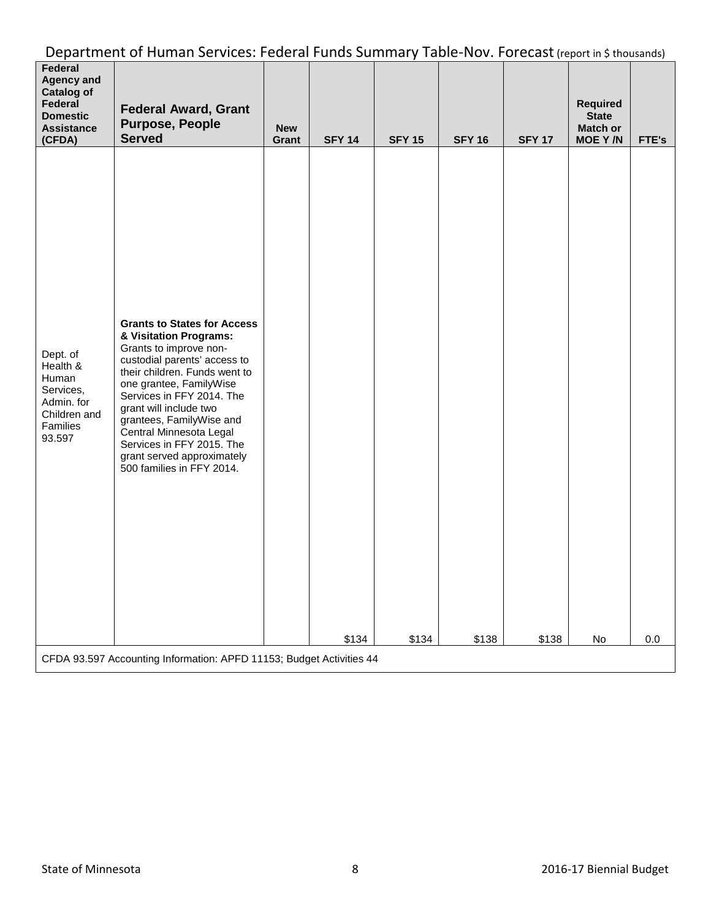## Department of Human Services: Federal Funds Summary Table-Nov. Forecast (report in $ thousands)

| Federal Agency and Catalog of Federal Domestic Assistance (CFDA) | Federal Award, Grant Purpose, People Served | New Grant | SFY 14 | SFY 15 | SFY 16 | SFY 17 | Required State Match or MOE Y /N | FTE's |
|---|---|---|---|---|---|---|---|---|
| Dept. of Health & Human Services, Admin. for Children and Families 93.597 | **Grants to States for Access & Visitation Programs:** Grants to improve non-custodial parents' access to their children. Funds went to one grantee, FamilyWise Services in FFY 2014. The grant will include two grantees, FamilyWise and Central Minnesota Legal Services in FFY 2015. The grant served approximately 500 families in FFY 2014. | | $134 | $134 | $138 | $138 | No | 0.0 |
| CFDA 93.597 Accounting Information: APFD 11153; Budget Activities 44 | | | | | | | | |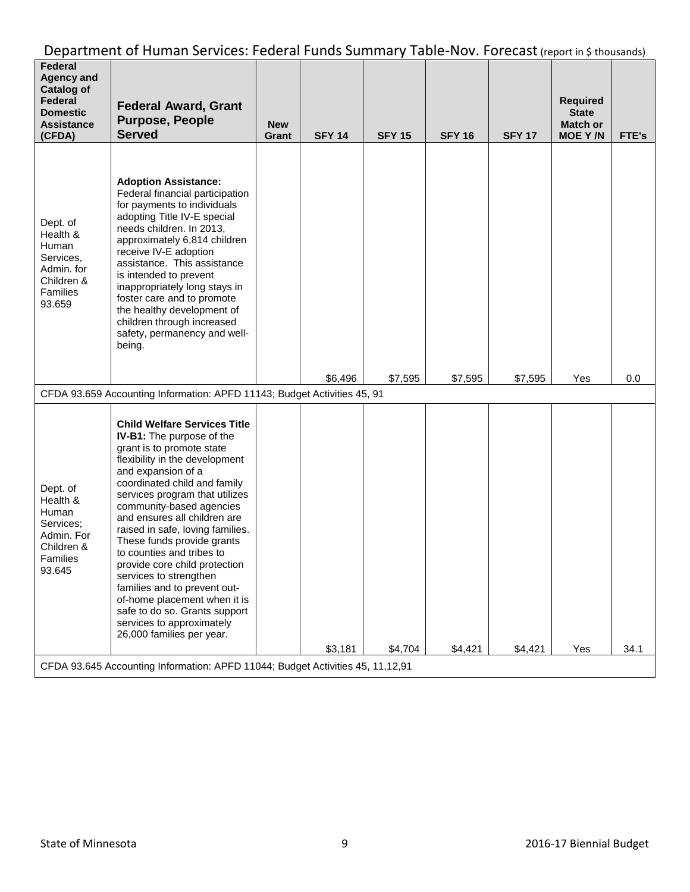# Department of Human Services: Federal Funds Summary Table-Nov. Forecast (report in $ thousands)

| Federal Agency and Catalog of Federal Domestic Assistance (CFDA) | Federal Award, Grant Purpose, People Served | New Grant | SFY 14 | SFY 15 | SFY 16 | SFY 17 | Required State Match or MOE Y /N | FTE's |
|---|---|---|---|---|---|---|---|---|
| Dept. of Health & Human Services, Admin. for Children & Families 93.659 | **Adoption Assistance:** Federal financial participation for payments to individuals adopting Title IV-E special needs children. In 2013, approximately 6,814 children receive IV-E adoption assistance. This assistance is intended to prevent inappropriately long stays in foster care and to promote the healthy development of children through increased safety, permanency and well-being. | | $6,496 | $7,595 | $7,595 | $7,595 | Yes | 0.0 |
| CFDA 93.659 Accounting Information: APFD 11143; Budget Activities 45, 91 | | | | | | | | |
| Dept. of Health & Human Services; Admin. For Children & Families 93.645 | **Child Welfare Services Title IV-B1:** The purpose of the grant is to promote state flexibility in the development and expansion of a coordinated child and family services program that utilizes community-based agencies and ensures all children are raised in safe, loving families. These funds provide grants to counties and tribes to provide core child protection services to strengthen families and to prevent out-of-home placement when it is safe to do so. Grants support services to approximately 26,000 families per year. | | $3,181 | $4,704 | $4,421 | $4,421 | Yes | 34.1 |
| CFDA 93.645 Accounting Information: APFD 11044; Budget Activities 45, 11,12,91 | | | | | | | | |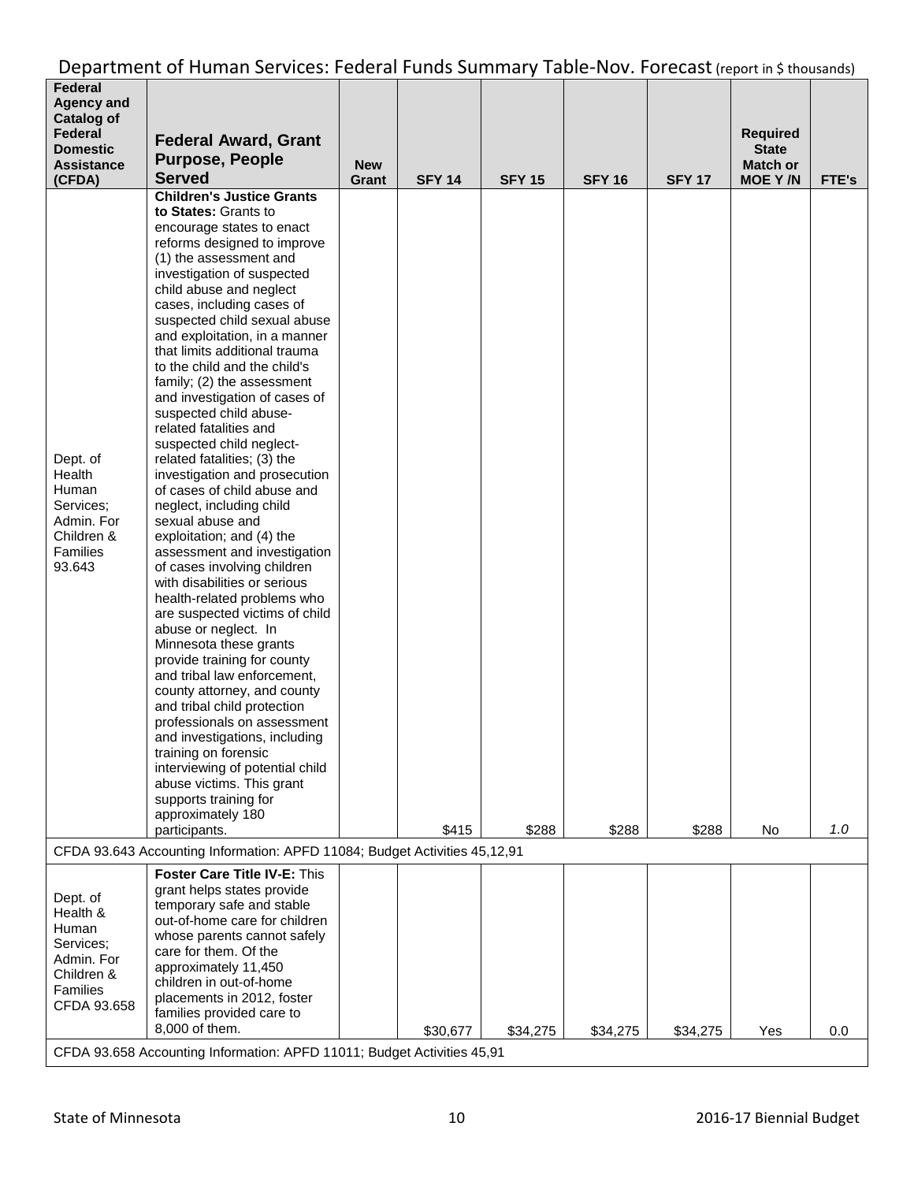## Department of Human Services: Federal Funds Summary Table-Nov. Forecast (report in $ thousands)

| Federal Agency and Catalog of Federal Domestic Assistance (CFDA) | Federal Award, Grant Purpose, People Served | New Grant | SFY 14 | SFY 15 | SFY 16 | SFY 17 | Required State Match or MOE Y /N | FTE's |
|---|---|---|---|---|---|---|---|---|
| Dept. of Health Human Services; Admin. For Children & Families 93.643 | **Children's Justice Grants to States:** Grants to encourage states to enact reforms designed to improve (1) the assessment and investigation of suspected child abuse and neglect cases, including cases of suspected child sexual abuse and exploitation, in a manner that limits additional trauma to the child and the child's family; (2) the assessment and investigation of cases of suspected child abuse-related fatalities and suspected child neglect-related fatalities; (3) the investigation and prosecution of cases of child abuse and neglect, including child sexual abuse and exploitation; and (4) the assessment and investigation of cases involving children with disabilities or serious health-related problems who are suspected victims of child abuse or neglect. In Minnesota these grants provide training for county and tribal law enforcement, county attorney, and county and tribal child protection professionals on assessment and investigations, including training on forensic interviewing of potential child abuse victims. This grant supports training for approximately 180 participants. | | $415 | $288 | $288 | $288 | No | 1.0 |
| CFDA 93.643 Accounting Information: APFD 11084; Budget Activities 45,12,91 | | | | | | | | |
| Dept. of Health & Human Services; Admin. For Children & Families CFDA 93.658 | **Foster Care Title IV-E:** This grant helps states provide temporary safe and stable out-of-home care for children whose parents cannot safely care for them. Of the approximately 11,450 children in out-of-home placements in 2012, foster families provided care to 8,000 of them. | | $30,677 | $34,275 | $34,275 | $34,275 | Yes | 0.0 |
| CFDA 93.658 Accounting Information: APFD 11011; Budget Activities 45,91 | | | | | | | | |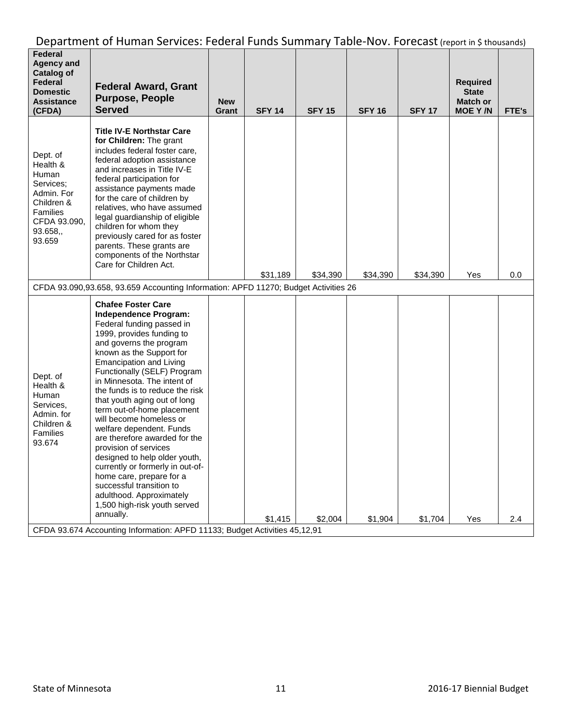## Department of Human Services: Federal Funds Summary Table-Nov. Forecast (report in $ thousands)

| Federal Agency and Catalog of Federal Domestic Assistance (CFDA) | Federal Award, Grant Purpose, People Served | New Grant | SFY 14 | SFY 15 | SFY 16 | SFY 17 | Required State Match or MOE Y /N | FTE's |
|---|---|---|---|---|---|---|---|---|
| Dept. of Health & Human Services; Admin. For Children & Families CFDA 93.090, 93.658,, 93.659 | **Title IV-E Northstar Care for Children:** The grant includes federal foster care, federal adoption assistance and increases in Title IV-E federal participation for assistance payments made for the care of children by relatives, who have assumed legal guardianship of eligible children for whom they previously cared for as foster parents. These grants are components of the Northstar Care for Children Act. | | $31,189 | $34,390 | $34,390 | $34,390 | Yes | 0.0 |
| CFDA 93.090,93.658, 93.659 Accounting Information: APFD 11270; Budget Activities 26 | | | | | | | | |
| Dept. of Health & Human Services, Admin. for Children & Families 93.674 | **Chafee Foster Care Independence Program:** Federal funding passed in 1999, provides funding to and governs the program known as the Support for Emancipation and Living Functionally (SELF) Program in Minnesota. The intent of the funds is to reduce the risk that youth aging out of long term out-of-home placement will become homeless or welfare dependent. Funds are therefore awarded for the provision of services designed to help older youth, currently or formerly in out-of-home care, prepare for a successful transition to adulthood. Approximately 1,500 high-risk youth served annually. | | $1,415 | $2,004 | $1,904 | $1,704 | Yes | 2.4 |
| CFDA 93.674 Accounting Information: APFD 11133; Budget Activities 45,12,91 | | | | | | | | |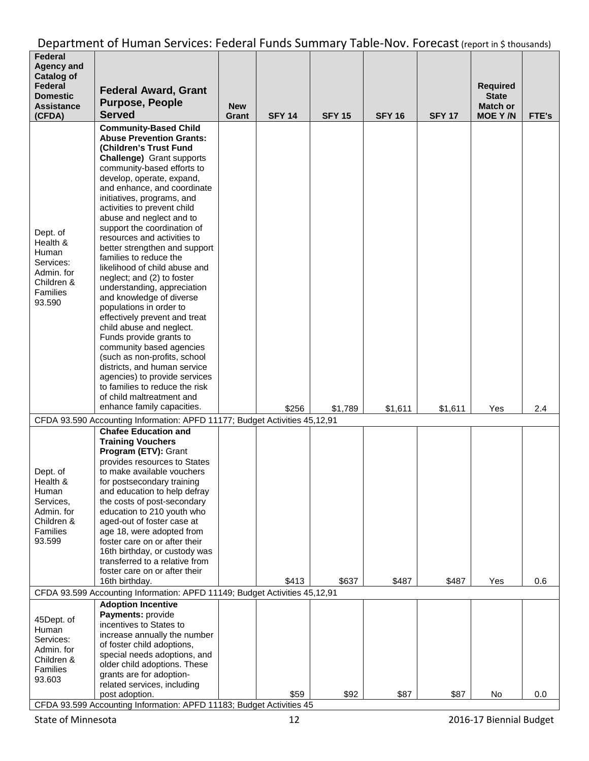# Department of Human Services: Federal Funds Summary Table-Nov. Forecast (report in $ thousands)

| Federal Agency and Catalog of Federal Domestic Assistance (CFDA) | Federal Award, Grant Purpose, People Served | New Grant | SFY 14 | SFY 15 | SFY 16 | SFY 17 | Required State Match or MOE Y /N | FTE's |
|---|---|---|---|---|---|---|---|---|
| Dept. of Health & Human Services: Admin. for Children & Families 93.590 | **Community-Based Child Abuse Prevention Grants: (Children's Trust Fund Challenge)** Grant supports community-based efforts to develop, operate, expand, and enhance, and coordinate initiatives, programs, and activities to prevent child abuse and neglect and to support the coordination of resources and activities to better strengthen and support families to reduce the likelihood of child abuse and neglect; and (2) to foster understanding, appreciation and knowledge of diverse populations in order to effectively prevent and treat child abuse and neglect. Funds provide grants to community based agencies (such as non-profits, school districts, and human service agencies) to provide services to families to reduce the risk of child maltreatment and enhance family capacities. | | $256 | $1,789 | $1,611 | $1,611 | Yes | 2.4 |
| CFDA 93.590 Accounting Information: APFD 11177; Budget Activities 45,12,91 | | | | | | | | |
| Dept. of Health & Human Services, Admin. for Children & Families 93.599 | **Chafee Education and Training Vouchers Program (ETV):** Grant provides resources to States to make available vouchers for postsecondary training and education to help defray the costs of post-secondary education to 210 youth who aged-out of foster case at age 18, were adopted from foster care on or after their 16th birthday, or custody was transferred to a relative from foster care on or after their 16th birthday. | | $413 | $637 | $487 | $487 | Yes | 0.6 |
| CFDA 93.599 Accounting Information: APFD 11149; Budget Activities 45,12,91 | | | | | | | | |
| 45Dept. of Human Services: Admin. for Children & Families 93.603 | **Adoption Incentive Payments:** provide incentives to States to increase annually the number of foster child adoptions, special needs adoptions, and older child adoptions. These grants are for adoption-related services, including post adoption. | | $59 | $92 | $87 | $87 | No | 0.0 |
| CFDA 93.599 Accounting Information: APFD 11183; Budget Activities 45 | | | | | | | | |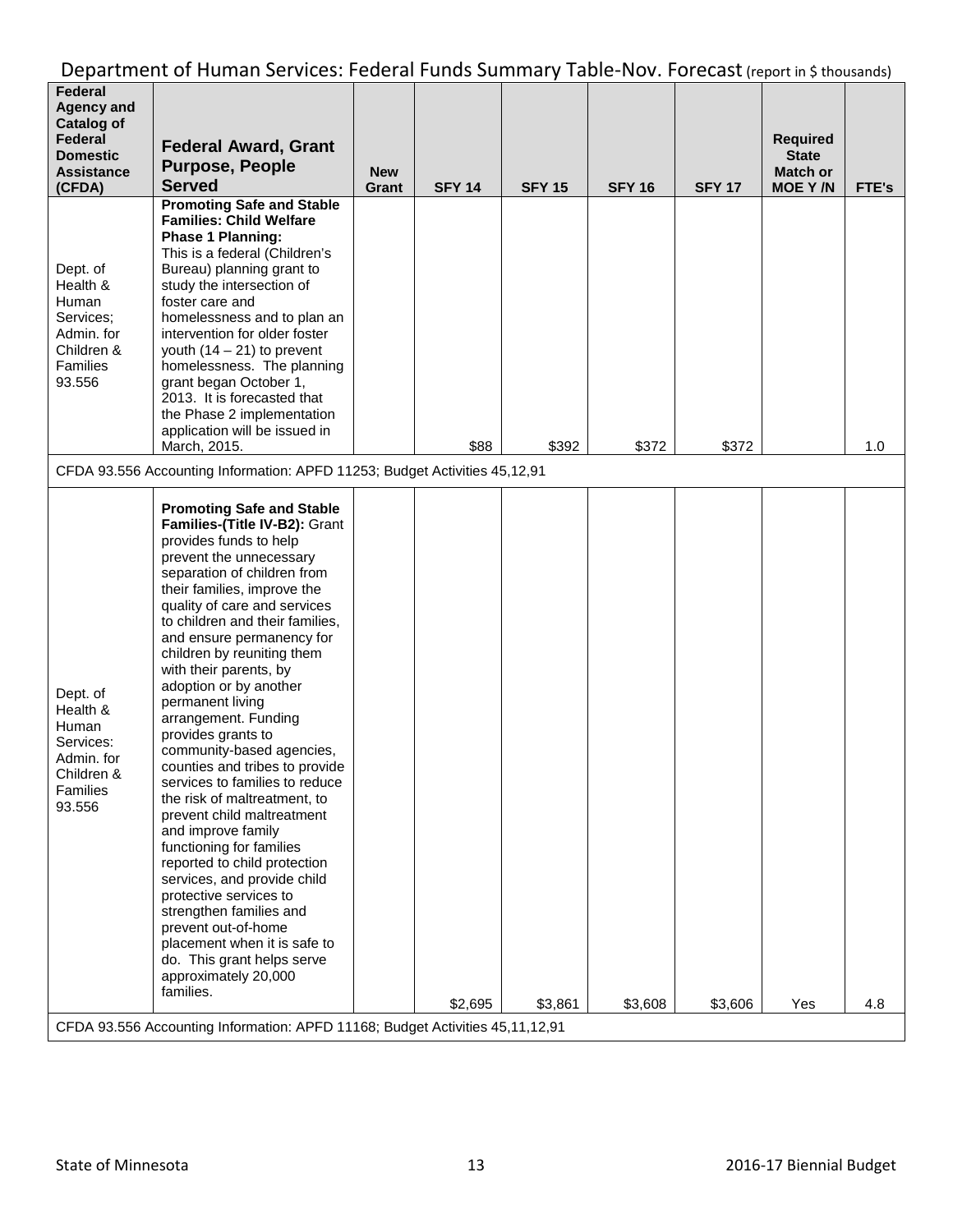# Department of Human Services: Federal Funds Summary Table-Nov. Forecast (report in $ thousands)

| Federal Agency and Catalog of Federal Domestic Assistance (CFDA) | Federal Award, Grant Purpose, People Served | New Grant | SFY 14 | SFY 15 | SFY 16 | SFY 17 | Required State Match or MOE Y /N | FTE's |
|---|---|---|---|---|---|---|---|---|
| Dept. of Health & Human Services; Admin. for Children & Families 93.556 | **Promoting Safe and Stable Families: Child Welfare Phase 1 Planning:** This is a federal (Children's Bureau) planning grant to study the intersection of foster care and homelessness and to plan an intervention for older foster youth (14 – 21) to prevent homelessness. The planning grant began October 1, 2013. It is forecasted that the Phase 2 implementation application will be issued in March, 2015. | | $88 | $392 | $372 | $372 | | 1.0 |
| CFDA 93.556 Accounting Information: APFD 11253; Budget Activities 45,12,91 | | | | | | | | |
| Dept. of Health & Human Services: Admin. for Children & Families 93.556 | **Promoting Safe and Stable Families-(Title IV-B2):** Grant provides funds to help prevent the unnecessary separation of children from their families, improve the quality of care and services to children and their families, and ensure permanency for children by reuniting them with their parents, by adoption or by another permanent living arrangement. Funding provides grants to community-based agencies, counties and tribes to provide services to families to reduce the risk of maltreatment, to prevent child maltreatment and improve family functioning for families reported to child protection services, and provide child protective services to strengthen families and prevent out-of-home placement when it is safe to do. This grant helps serve approximately 20,000 families. | | $2,695 | $3,861 | $3,608 | $3,606 | Yes | 4.8 |
| CFDA 93.556 Accounting Information: APFD 11168; Budget Activities 45,11,12,91 | | | | | | | | |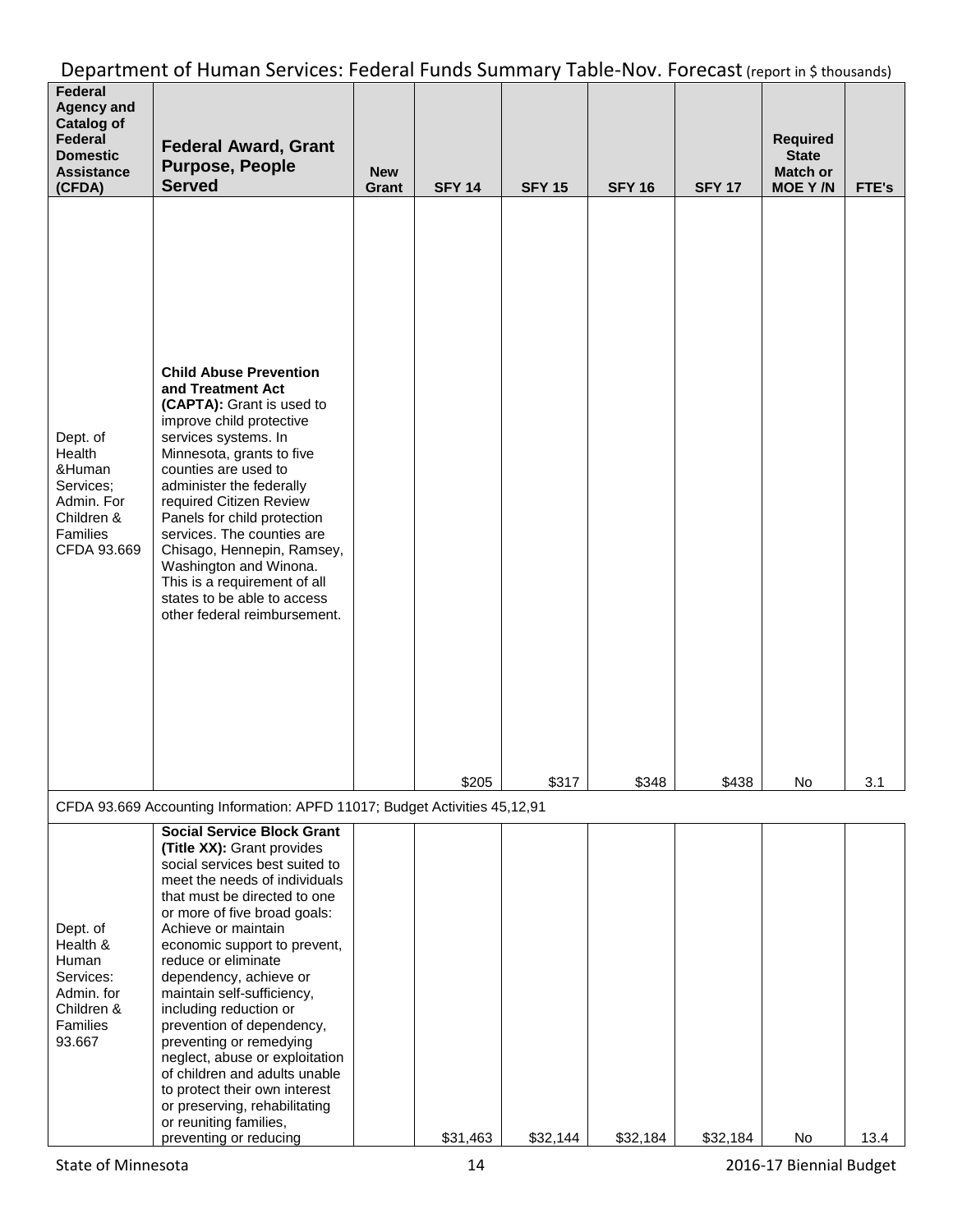Department of Human Services: Federal Funds Summary Table-Nov. Forecast (report in $ thousands)

| Federal Agency and Catalog of Federal Domestic Assistance (CFDA) | Federal Award, Grant Purpose, People Served | New Grant | SFY 14 | SFY 15 | SFY 16 | SFY 17 | Required State Match or MOE Y /N | FTE's |
|---|---|---|---|---|---|---|---|---|
| Dept. of Health &Human Services; Admin. For Children & Families CFDA 93.669 | **Child Abuse Prevention and Treatment Act (CAPTA):** Grant is used to improve child protective services systems. In Minnesota, grants to five counties are used to administer the federally required Citizen Review Panels for child protection services. The counties are Chisago, Hennepin, Ramsey, Washington and Winona. This is a requirement of all states to be able to access other federal reimbursement. | | $205 | $317 | $348 | $438 | No | 3.1 |
| CFDA 93.669 Accounting Information: APFD 11017; Budget Activities 45,12,91 | | | | | | | | |
| Dept. of Health & Human Services: Admin. for Children & Families 93.667 | **Social Service Block Grant (Title XX):** Grant provides social services best suited to meet the needs of individuals that must be directed to one or more of five broad goals: Achieve or maintain economic support to prevent, reduce or eliminate dependency, achieve or maintain self-sufficiency, including reduction or prevention of dependency, preventing or remedying neglect, abuse or exploitation of children and adults unable to protect their own interest or preserving, rehabilitating or reuniting families, preventing or reducing | | $31,463 | $32,144 | $32,184 | $32,184 | No | 13.4 |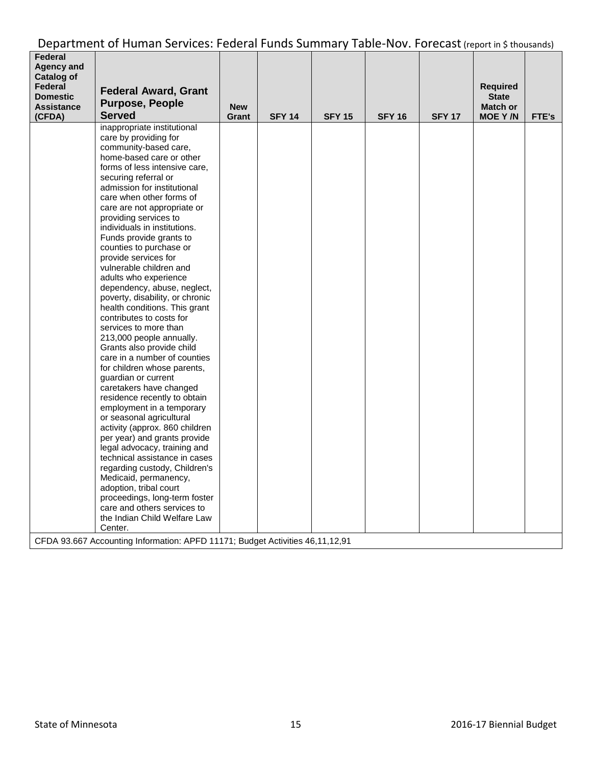Department of Human Services: Federal Funds Summary Table-Nov. Forecast (report in $ thousands)

| Federal Agency and Catalog of Federal Domestic Assistance (CFDA) | Federal Award, Grant Purpose, People Served | New Grant | SFY 14 | SFY 15 | SFY 16 | SFY 17 | Required State Match or MOE Y /N | FTE's |
|---|---|---|---|---|---|---|---|---|
| | inappropriate institutional care by providing for community-based care, home-based care or other forms of less intensive care, securing referral or admission for institutional care when other forms of care are not appropriate or providing services to individuals in institutions. Funds provide grants to counties to purchase or provide services for vulnerable children and adults who experience dependency, abuse, neglect, poverty, disability, or chronic health conditions. This grant contributes to costs for services to more than 213,000 people annually. Grants also provide child care in a number of counties for children whose parents, guardian or current caretakers have changed residence recently to obtain employment in a temporary or seasonal agricultural activity (approx. 860 children per year) and grants provide legal advocacy, training and technical assistance in cases regarding custody, Children's Medicaid, permanency, adoption, tribal court proceedings, long-term foster care and others services to the Indian Child Welfare Law Center. | | | | | | | |
| CFDA 93.667 Accounting Information: APFD 11171; Budget Activities 46,11,12,91 | | | | | | | | |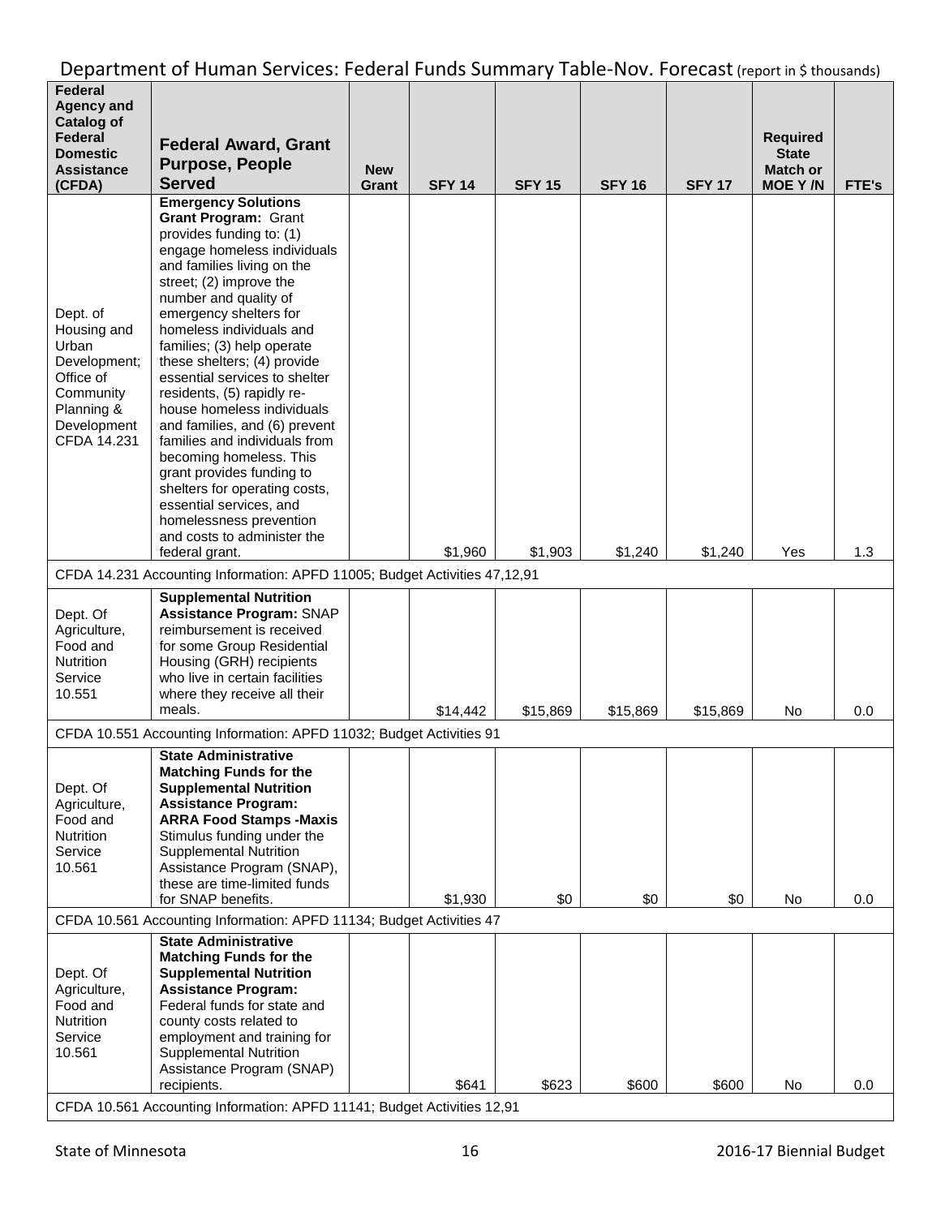# Department of Human Services: Federal Funds Summary Table-Nov. Forecast (report in $ thousands)

| Federal Agency and Catalog of Federal Domestic Assistance (CFDA) | Federal Award, Grant Purpose, People Served | New Grant | SFY 14 | SFY 15 | SFY 16 | SFY 17 | Required State Match or MOE Y /N | FTE's |
|---|---|---|---|---|---|---|---|---|
| Dept. of Housing and Urban Development; Office of Community Planning & Development CFDA 14.231 | **Emergency Solutions Grant Program:** Grant provides funding to: (1) engage homeless individuals and families living on the street; (2) improve the number and quality of emergency shelters for homeless individuals and families; (3) help operate these shelters; (4) provide essential services to shelter residents, (5) rapidly re-house homeless individuals and families, and (6) prevent families and individuals from becoming homeless. This grant provides funding to shelters for operating costs, essential services, and homelessness prevention and costs to administer the federal grant. | | $1,960 | $1,903 | $1,240 | $1,240 | Yes | 1.3 |
| CFDA 14.231 Accounting Information: APFD 11005; Budget Activities 47,12,91 | | | | | | | | |
| Dept. Of Agriculture, Food and Nutrition Service 10.551 | **Supplemental Nutrition Assistance Program:** SNAP reimbursement is received for some Group Residential Housing (GRH) recipients who live in certain facilities where they receive all their meals. | | $14,442 | $15,869 | $15,869 | $15,869 | No | 0.0 |
| CFDA 10.551 Accounting Information: APFD 11032; Budget Activities 91 | | | | | | | | |
| Dept. Of Agriculture, Food and Nutrition Service 10.561 | **State Administrative Matching Funds for the Supplemental Nutrition Assistance Program: ARRA Food Stamps -Maxis** Stimulus funding under the Supplemental Nutrition Assistance Program (SNAP), these are time-limited funds for SNAP benefits. | | $1,930 | $0 | $0 | $0 | No | 0.0 |
| CFDA 10.561 Accounting Information: APFD 11134; Budget Activities 47 | | | | | | | | |
| Dept. Of Agriculture, Food and Nutrition Service 10.561 | **State Administrative Matching Funds for the Supplemental Nutrition Assistance Program:** Federal funds for state and county costs related to employment and training for Supplemental Nutrition Assistance Program (SNAP) recipients. | | $641 | $623 | $600 | $600 | No | 0.0 |
| CFDA 10.561 Accounting Information: APFD 11141; Budget Activities 12,91 | | | | | | | | |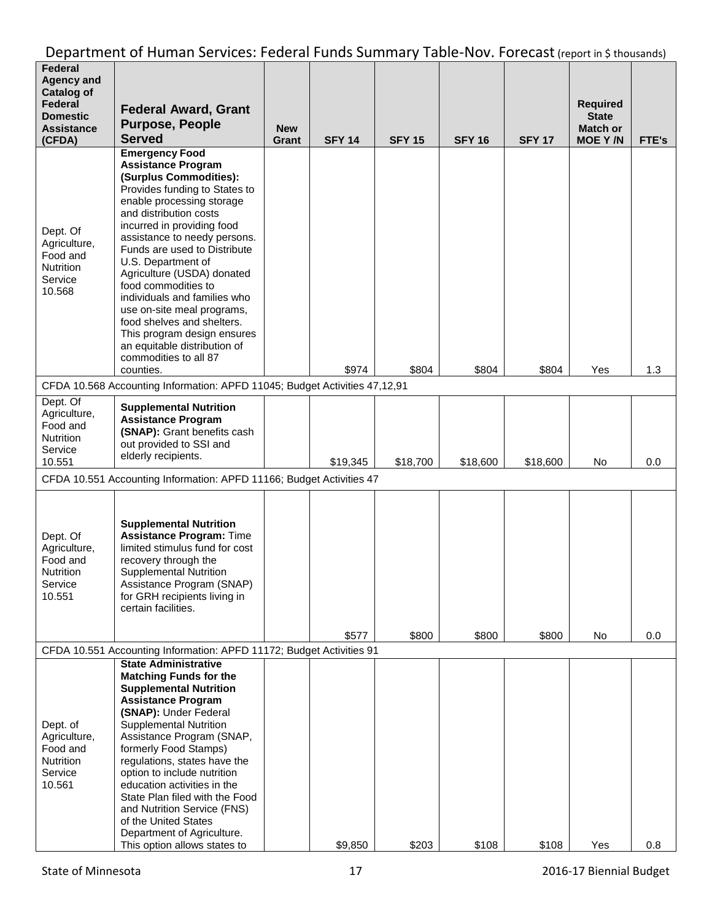Department of Human Services: Federal Funds Summary Table-Nov. Forecast (report in $ thousands)

| Federal Agency and Catalog of Federal Domestic Assistance (CFDA) | Federal Award, Grant Purpose, People Served | New Grant | SFY 14 | SFY 15 | SFY 16 | SFY 17 | Required State Match or MOE Y /N | FTE's |
|---|---|---|---|---|---|---|---|---|
| Dept. Of Agriculture, Food and Nutrition Service 10.568 | **Emergency Food Assistance Program (Surplus Commodities):** Provides funding to States to enable processing storage and distribution costs incurred in providing food assistance to needy persons. Funds are used to Distribute U.S. Department of Agriculture (USDA) donated food commodities to individuals and families who use on-site meal programs, food shelves and shelters. This program design ensures an equitable distribution of commodities to all 87 counties. | | $974 | $804 | $804 | $804 | Yes | 1.3 |
| CFDA 10.568 Accounting Information: APFD 11045; Budget Activities 47,12,91 | | | | | | | | |
| Dept. Of Agriculture, Food and Nutrition Service 10.551 | **Supplemental Nutrition Assistance Program (SNAP):** Grant benefits cash out provided to SSI and elderly recipients. | | $19,345 | $18,700 | $18,600 | $18,600 | No | 0.0 |
| CFDA 10.551 Accounting Information: APFD 11166; Budget Activities 47 | | | | | | | | |
| Dept. Of Agriculture, Food and Nutrition Service 10.551 | **Supplemental Nutrition Assistance Program:** Time limited stimulus fund for cost recovery through the Supplemental Nutrition Assistance Program (SNAP) for GRH recipients living in certain facilities. | | $577 | $800 | $800 | $800 | No | 0.0 |
| CFDA 10.551 Accounting Information: APFD 11172; Budget Activities 91 | | | | | | | | |
| Dept. of Agriculture, Food and Nutrition Service 10.561 | **State Administrative Matching Funds for the Supplemental Nutrition Assistance Program (SNAP):** Under Federal Supplemental Nutrition Assistance Program (SNAP, formerly Food Stamps) regulations, states have the option to include nutrition education activities in the State Plan filed with the Food and Nutrition Service (FNS) of the United States Department of Agriculture. This option allows states to | | $9,850 | $203 | $108 | $108 | Yes | 0.8 |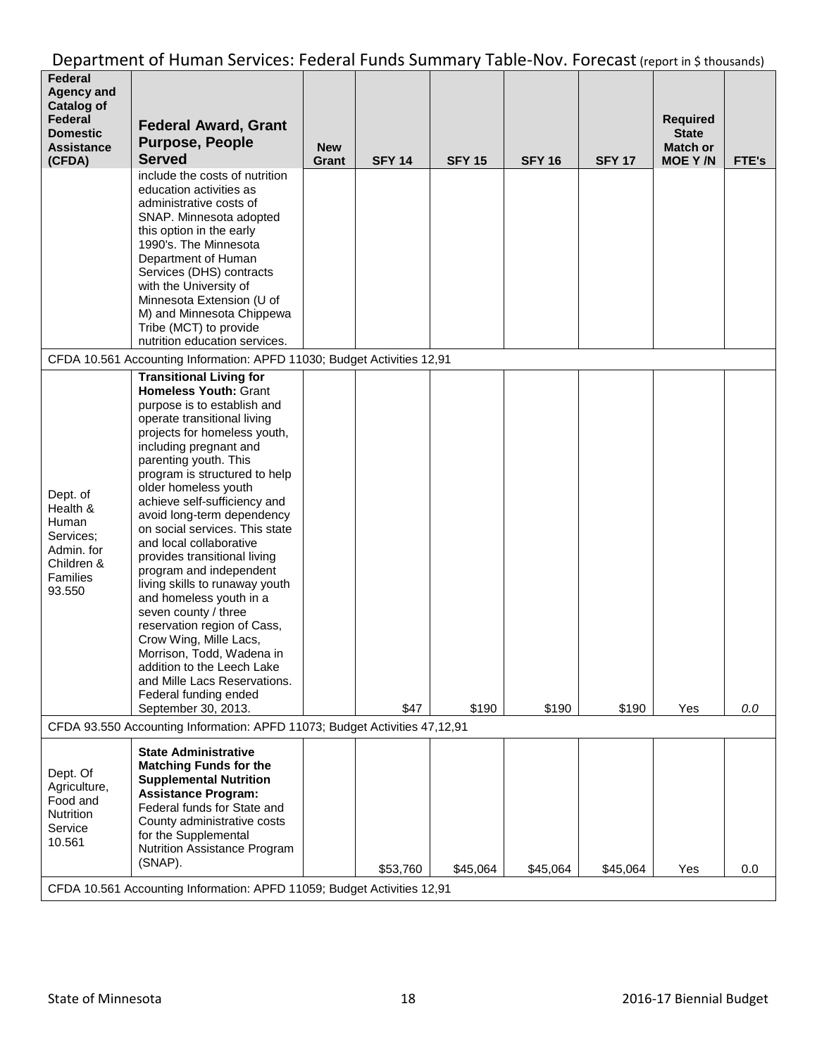## Department of Human Services: Federal Funds Summary Table-Nov. Forecast (report in $ thousands)

| Federal Agency and Catalog of Federal Domestic Assistance (CFDA) | Federal Award, Grant Purpose, People Served | New Grant | SFY 14 | SFY 15 | SFY 16 | SFY 17 | Required State Match or MOE Y /N | FTE's |
|---|---|---|---|---|---|---|---|---|
| | include the costs of nutrition education activities as administrative costs of SNAP. Minnesota adopted this option in the early 1990's. The Minnesota Department of Human Services (DHS) contracts with the University of Minnesota Extension (U of M) and Minnesota Chippewa Tribe (MCT) to provide nutrition education services. | | | | | | | |
| CFDA 10.561 Accounting Information: APFD 11030; Budget Activities 12,91 | | | | | | | | |
| Dept. of Health & Human Services; Admin. for Children & Families 93.550 | **Transitional Living for Homeless Youth:** Grant purpose is to establish and operate transitional living projects for homeless youth, including pregnant and parenting youth. This program is structured to help older homeless youth achieve self-sufficiency and avoid long-term dependency on social services. This state and local collaborative provides transitional living program and independent living skills to runaway youth and homeless youth in a seven county / three reservation region of Cass, Crow Wing, Mille Lacs, Morrison, Todd, Wadena in addition to the Leech Lake and Mille Lacs Reservations. Federal funding ended September 30, 2013. | | $47 | $190 | $190 | $190 | Yes | *0.0* |
| CFDA 93.550 Accounting Information: APFD 11073; Budget Activities 47,12,91 | | | | | | | | |
| Dept. Of Agriculture, Food and Nutrition Service 10.561 | **State Administrative Matching Funds for the Supplemental Nutrition Assistance Program:** Federal funds for State and County administrative costs for the Supplemental Nutrition Assistance Program (SNAP). | | $53,760 | $45,064 | $45,064 | $45,064 | Yes | 0.0 |
| CFDA 10.561 Accounting Information: APFD 11059; Budget Activities 12,91 | | | | | | | | |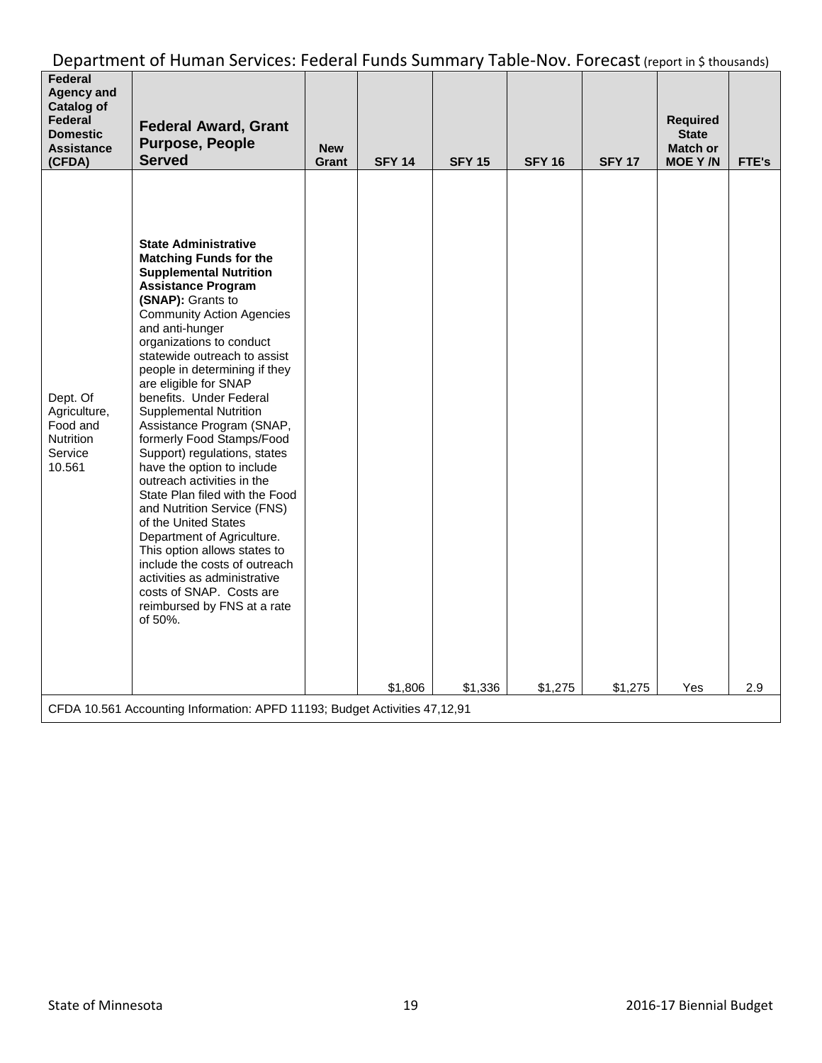Department of Human Services: Federal Funds Summary Table-Nov. Forecast (report in $ thousands)

| Federal Agency and Catalog of Federal Domestic Assistance (CFDA) | Federal Award, Grant Purpose, People Served | New Grant | SFY 14 | SFY 15 | SFY 16 | SFY 17 | Required State Match or MOE Y /N | FTE's |
|---|---|---|---|---|---|---|---|---|
| Dept. Of Agriculture, Food and Nutrition Service 10.561 | **State Administrative Matching Funds for the Supplemental Nutrition Assistance Program (SNAP):** Grants to Community Action Agencies and anti-hunger organizations to conduct statewide outreach to assist people in determining if they are eligible for SNAP benefits. Under Federal Supplemental Nutrition Assistance Program (SNAP, formerly Food Stamps/Food Support) regulations, states have the option to include outreach activities in the State Plan filed with the Food and Nutrition Service (FNS) of the United States Department of Agriculture. This option allows states to include the costs of outreach activities as administrative costs of SNAP. Costs are reimbursed by FNS at a rate of 50%. | | $1,806 | $1,336 | $1,275 | $1,275 | Yes | 2.9 |
| CFDA 10.561 Accounting Information: APFD 11193; Budget Activities 47,12,91 | | | | | | | | |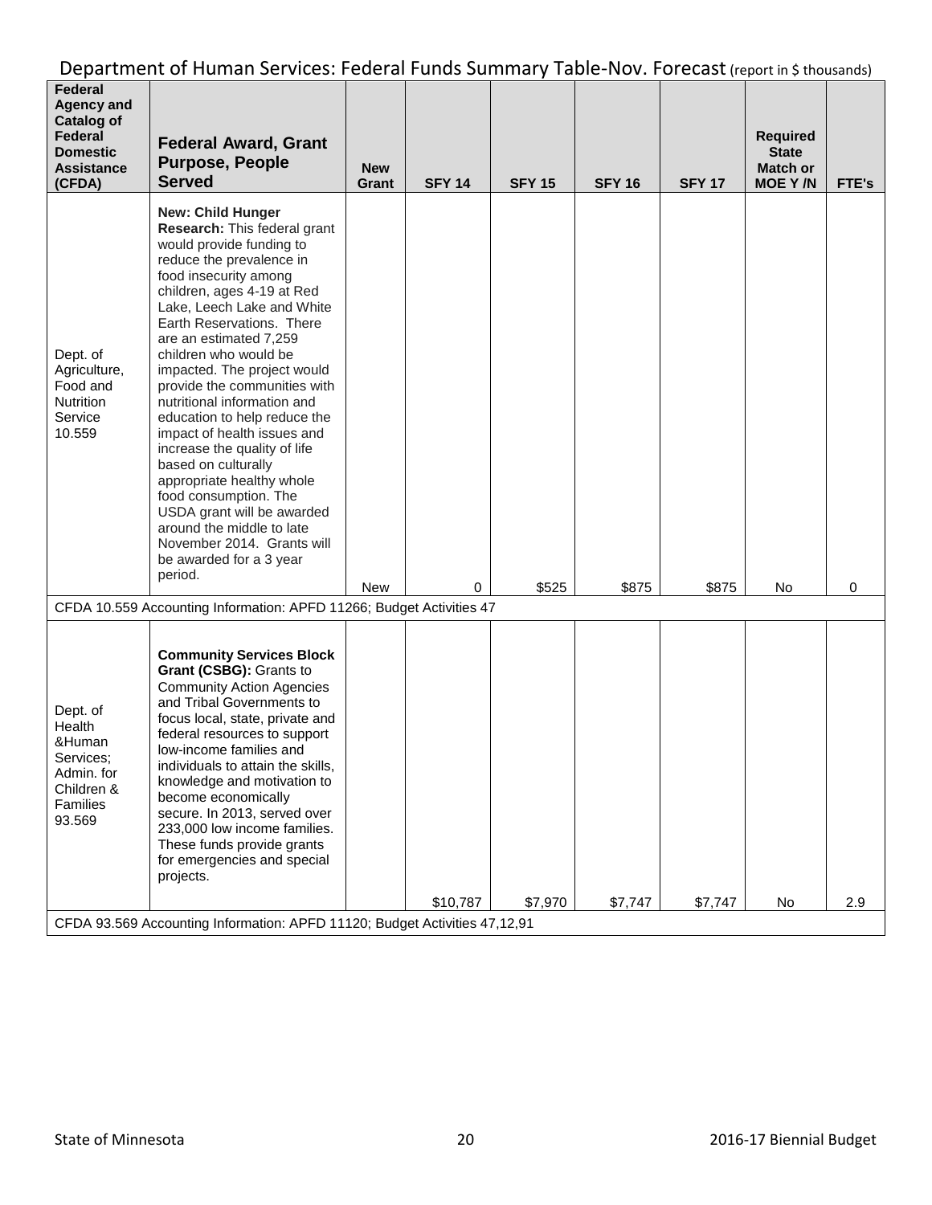## Department of Human Services: Federal Funds Summary Table-Nov. Forecast (report in $ thousands)

| Federal Agency and Catalog of Federal Domestic Assistance (CFDA) | Federal Award, Grant Purpose, People Served | New Grant | SFY 14 | SFY 15 | SFY 16 | SFY 17 | Required State Match or MOE Y /N | FTE's |
|---|---|---|---|---|---|---|---|---|
| Dept. of Agriculture, Food and Nutrition Service 10.559 | **New: Child Hunger Research:** This federal grant would provide funding to reduce the prevalence in food insecurity among children, ages 4-19 at Red Lake, Leech Lake and White Earth Reservations. There are an estimated 7,259 children who would be impacted. The project would provide the communities with nutritional information and education to help reduce the impact of health issues and increase the quality of life based on culturally appropriate healthy whole food consumption. The USDA grant will be awarded around the middle to late November 2014. Grants will be awarded for a 3 year period. | New | 0 | $525 | $875 | $875 | No | 0 |
| CFDA 10.559 Accounting Information: APFD 11266; Budget Activities 47 | | | | | | | | |
| Dept. of Health &Human Services; Admin. for Children & Families 93.569 | **Community Services Block Grant (CSBG):** Grants to Community Action Agencies and Tribal Governments to focus local, state, private and federal resources to support low-income families and individuals to attain the skills, knowledge and motivation to become economically secure. In 2013, served over 233,000 low income families. These funds provide grants for emergencies and special projects. | | $10,787 | $7,970 | $7,747 | $7,747 | No | 2.9 |
| CFDA 93.569 Accounting Information: APFD 11120; Budget Activities 47,12,91 | | | | | | | | |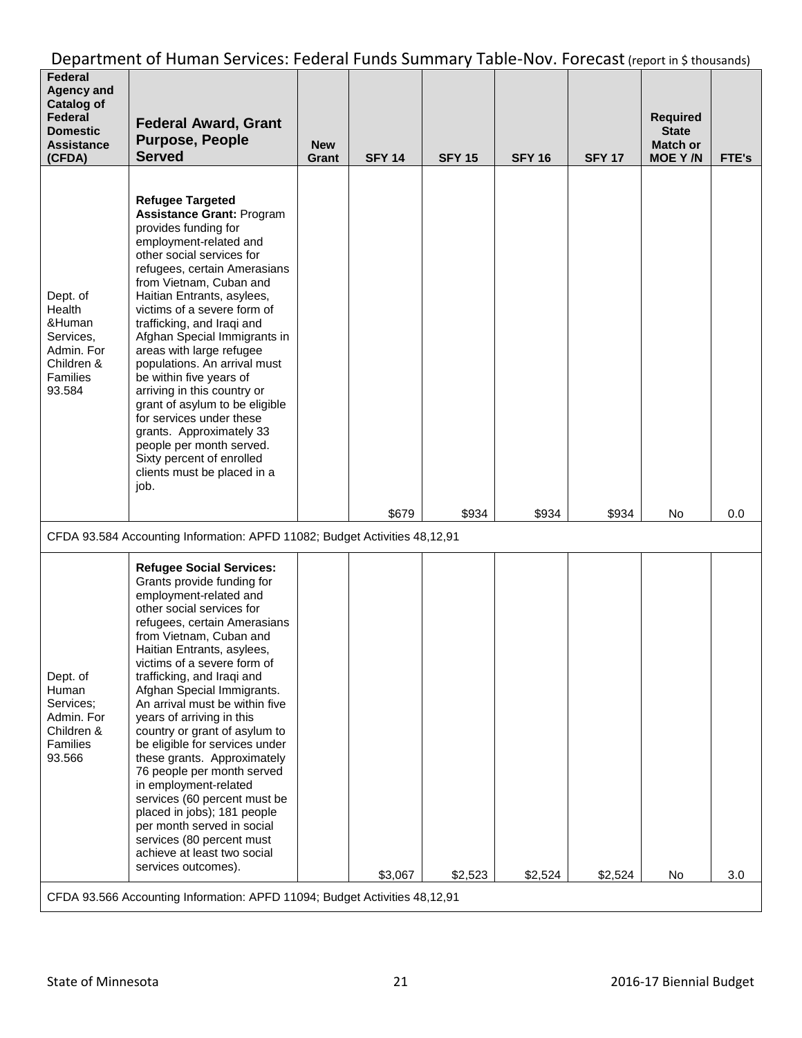## Department of Human Services: Federal Funds Summary Table-Nov. Forecast (report in $ thousands)

| Federal Agency and Catalog of Federal Domestic Assistance (CFDA) | Federal Award, Grant Purpose, People Served | New Grant | SFY 14 | SFY 15 | SFY 16 | SFY 17 | Required State Match or MOE Y /N | FTE's |
|---|---|---|---|---|---|---|---|---|
| Dept. of Health &Human Services, Admin. For Children & Families 93.584 | **Refugee Targeted Assistance Grant:** Program provides funding for employment-related and other social services for refugees, certain Amerasians from Vietnam, Cuban and Haitian Entrants, asylees, victims of a severe form of trafficking, and Iraqi and Afghan Special Immigrants in areas with large refugee populations. An arrival must be within five years of arriving in this country or grant of asylum to be eligible for services under these grants. Approximately 33 people per month served. Sixty percent of enrolled clients must be placed in a job. | | $679 | $934 | $934 | $934 | No | 0.0 |
| CFDA 93.584 Accounting Information: APFD 11082; Budget Activities 48,12,91 | | | | | | | | |
| Dept. of Human Services; Admin. For Children & Families 93.566 | **Refugee Social Services:** Grants provide funding for employment-related and other social services for refugees, certain Amerasians from Vietnam, Cuban and Haitian Entrants, asylees, victims of a severe form of trafficking, and Iraqi and Afghan Special Immigrants. An arrival must be within five years of arriving in this country or grant of asylum to be eligible for services under these grants. Approximately 76 people per month served in employment-related services (60 percent must be placed in jobs); 181 people per month served in social services (80 percent must achieve at least two social services outcomes). | | $3,067 | $2,523 | $2,524 | $2,524 | No | 3.0 |
| CFDA 93.566 Accounting Information: APFD 11094; Budget Activities 48,12,91 | | | | | | | | |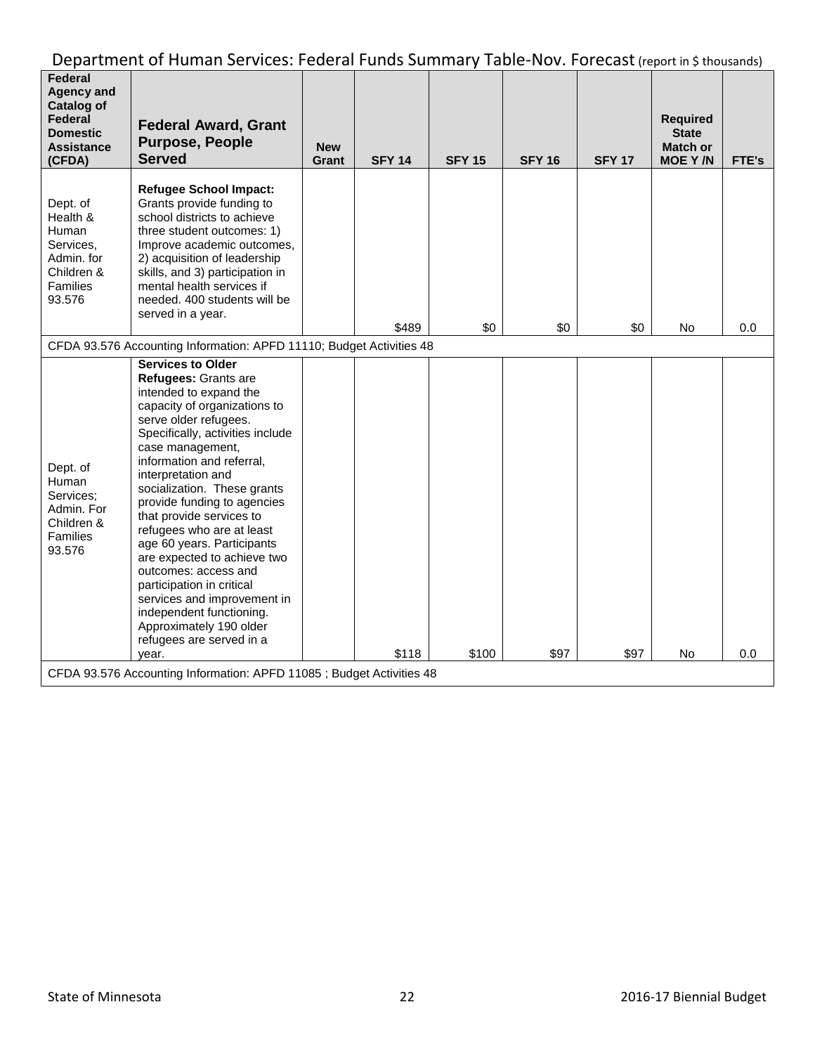## Department of Human Services: Federal Funds Summary Table-Nov. Forecast (report in $ thousands)

| Federal Agency and Catalog of Federal Domestic Assistance (CFDA) | Federal Award, Grant Purpose, People Served | New Grant | SFY 14 | SFY 15 | SFY 16 | SFY 17 | Required State Match or MOE Y /N | FTE's |
|---|---|---|---|---|---|---|---|---|
| Dept. of Health & Human Services, Admin. for Children & Families 93.576 | **Refugee School Impact:** Grants provide funding to school districts to achieve three student outcomes: 1) Improve academic outcomes, 2) acquisition of leadership skills, and 3) participation in mental health services if needed. 400 students will be served in a year. | | $489 | $0 | $0 | $0 | No | 0.0 |
| CFDA 93.576 Accounting Information: APFD 11110; Budget Activities 48 | | | | | | | | |
| Dept. of Human Services; Admin. For Children & Families 93.576 | **Services to Older Refugees:** Grants are intended to expand the capacity of organizations to serve older refugees. Specifically, activities include case management, information and referral, interpretation and socialization. These grants provide funding to agencies that provide services to refugees who are at least age 60 years. Participants are expected to achieve two outcomes: access and participation in critical services and improvement in independent functioning. Approximately 190 older refugees are served in a year. | | $118 | $100 | $97 | $97 | No | 0.0 |
| CFDA 93.576 Accounting Information: APFD 11085 ; Budget Activities 48 | | | | | | | | |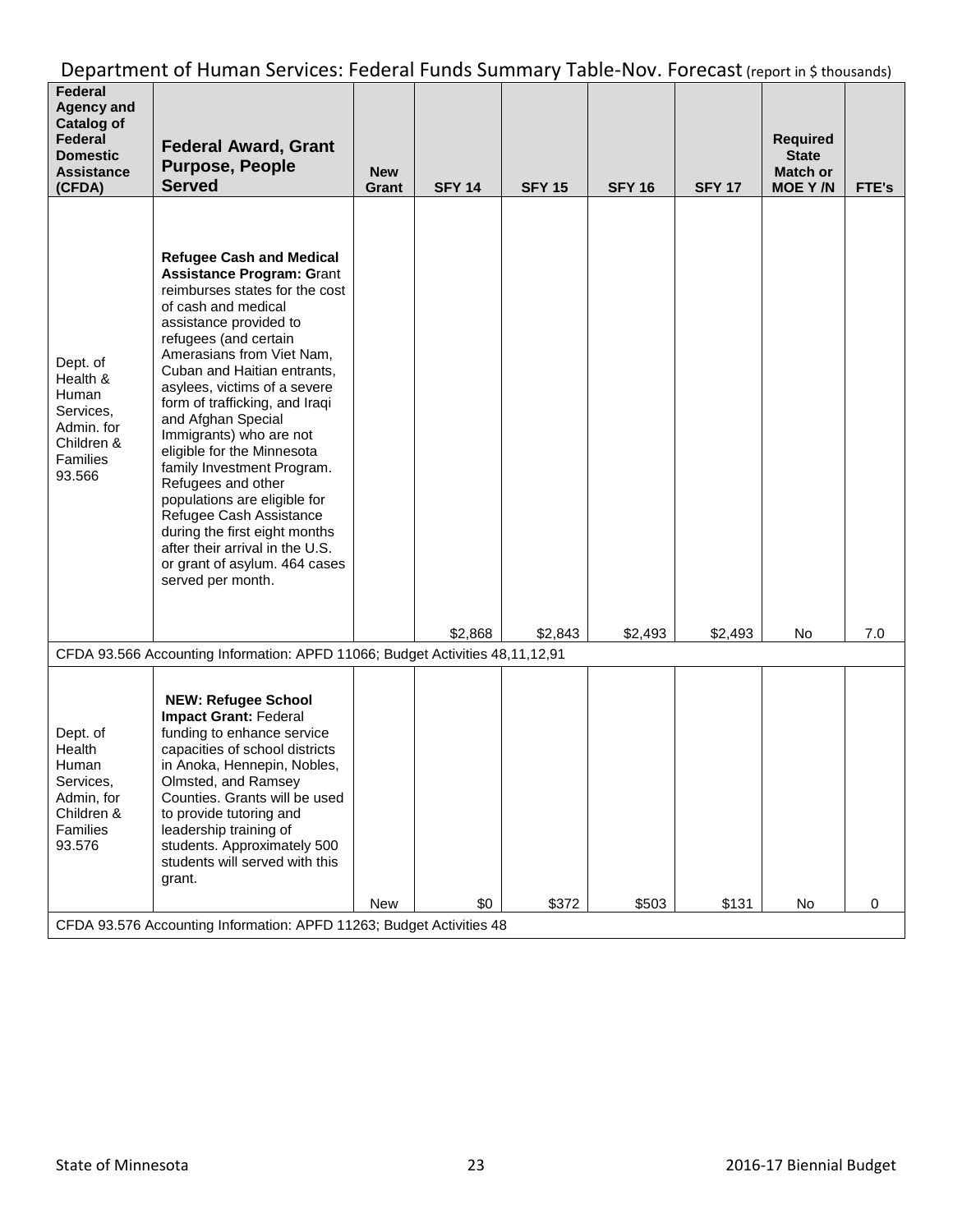## Department of Human Services: Federal Funds Summary Table-Nov. Forecast (report in $ thousands)

| Federal Agency and Catalog of Federal Domestic Assistance (CFDA) | Federal Award, Grant Purpose, People Served | New Grant | SFY 14 | SFY 15 | SFY 16 | SFY 17 | Required State Match or MOE Y /N | FTE's |
|---|---|---|---|---|---|---|---|---|
| Dept. of Health & Human Services, Admin. for Children & Families 93.566 | **Refugee Cash and Medical Assistance Program: G**rant reimburses states for the cost of cash and medical assistance provided to refugees (and certain Amerasians from Viet Nam, Cuban and Haitian entrants, asylees, victims of a severe form of trafficking, and Iraqi and Afghan Special Immigrants) who are not eligible for the Minnesota family Investment Program. Refugees and other populations are eligible for Refugee Cash Assistance during the first eight months after their arrival in the U.S. or grant of asylum. 464 cases served per month. | | $2,868 | $2,843 | $2,493 | $2,493 | No | 7.0 |
| CFDA 93.566 Accounting Information: APFD 11066; Budget Activities 48,11,12,91 | | | | | | | | |
| Dept. of Health Human Services, Admin, for Children & Families 93.576 | **NEW: Refugee School Impact Grant:** Federal funding to enhance service capacities of school districts in Anoka, Hennepin, Nobles, Olmsted, and Ramsey Counties. Grants will be used to provide tutoring and leadership training of students. Approximately 500 students will served with this grant. | New | $0 | $372 | $503 | $131 | No | 0 |
| CFDA 93.576 Accounting Information: APFD 11263; Budget Activities 48 | | | | | | | | |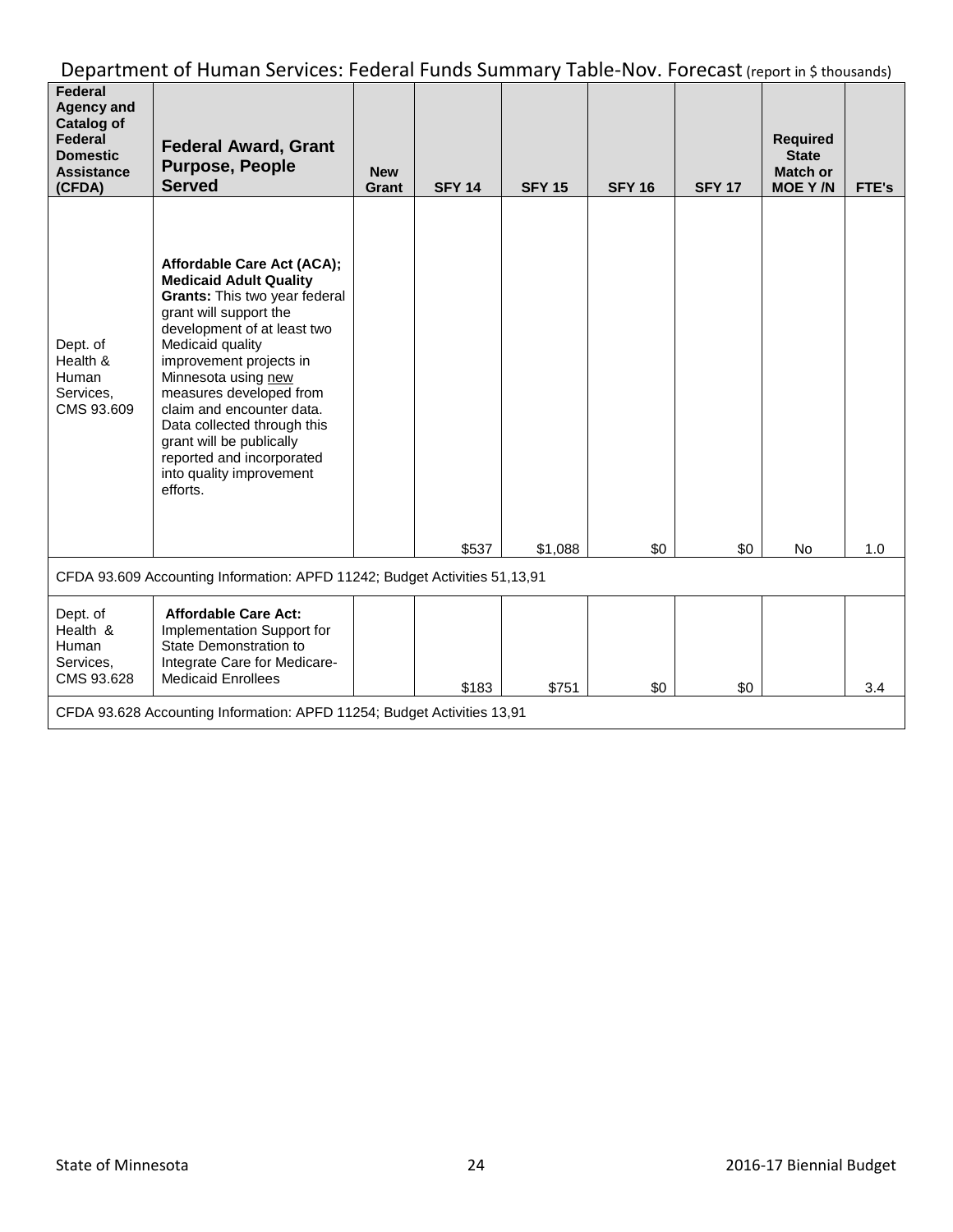## Department of Human Services: Federal Funds Summary Table-Nov. Forecast (report in $ thousands)

| Federal Agency and Catalog of Federal Domestic Assistance (CFDA) | Federal Award, Grant Purpose, People Served | New Grant | SFY 14 | SFY 15 | SFY 16 | SFY 17 | Required State Match or MOE Y /N | FTE's |
|---|---|---|---|---|---|---|---|---|
| Dept. of Health & Human Services, CMS 93.609 | **Affordable Care Act (ACA); Medicaid Adult Quality Grants:** This two year federal grant will support the development of at least two Medicaid quality improvement projects in Minnesota using new measures developed from claim and encounter data. Data collected through this grant will be publically reported and incorporated into quality improvement efforts. | | $537 | $1,088 | $0 | $0 | No | 1.0 |
| CFDA 93.609 Accounting Information: APFD 11242; Budget Activities 51,13,91 | | | | | | | | |
| Dept. of Health & Human Services, CMS 93.628 | **Affordable Care Act:** Implementation Support for State Demonstration to Integrate Care for Medicare-Medicaid Enrollees | | $183 | $751 | $0 | $0 | | 3.4 |
| CFDA 93.628 Accounting Information: APFD 11254; Budget Activities 13,91 | | | | | | | | |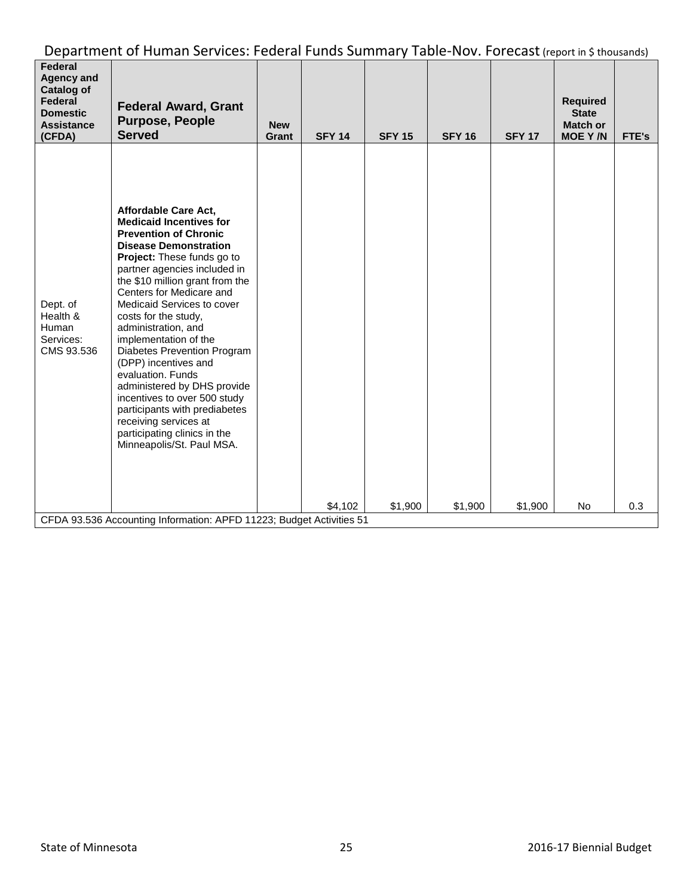## Department of Human Services: Federal Funds Summary Table-Nov. Forecast (report in $ thousands)

| Federal Agency and Catalog of Federal Domestic Assistance (CFDA) | Federal Award, Grant Purpose, People Served | New Grant | SFY 14 | SFY 15 | SFY 16 | SFY 17 | Required State Match or MOE Y /N | FTE's |
|---|---|---|---|---|---|---|---|---|
| Dept. of Health & Human Services: CMS 93.536 | **Affordable Care Act, Medicaid Incentives for Prevention of Chronic Disease Demonstration Project:** These funds go to partner agencies included in the $10 million grant from the Centers for Medicare and Medicaid Services to cover costs for the study, administration, and implementation of the Diabetes Prevention Program (DPP) incentives and evaluation. Funds administered by DHS provide incentives to over 500 study participants with prediabetes receiving services at participating clinics in the Minneapolis/St. Paul MSA. | | $4,102 | $1,900 | $1,900 | $1,900 | No | 0.3 |
| CFDA 93.536 Accounting Information: APFD 11223; Budget Activities 51 | | | | | | | | |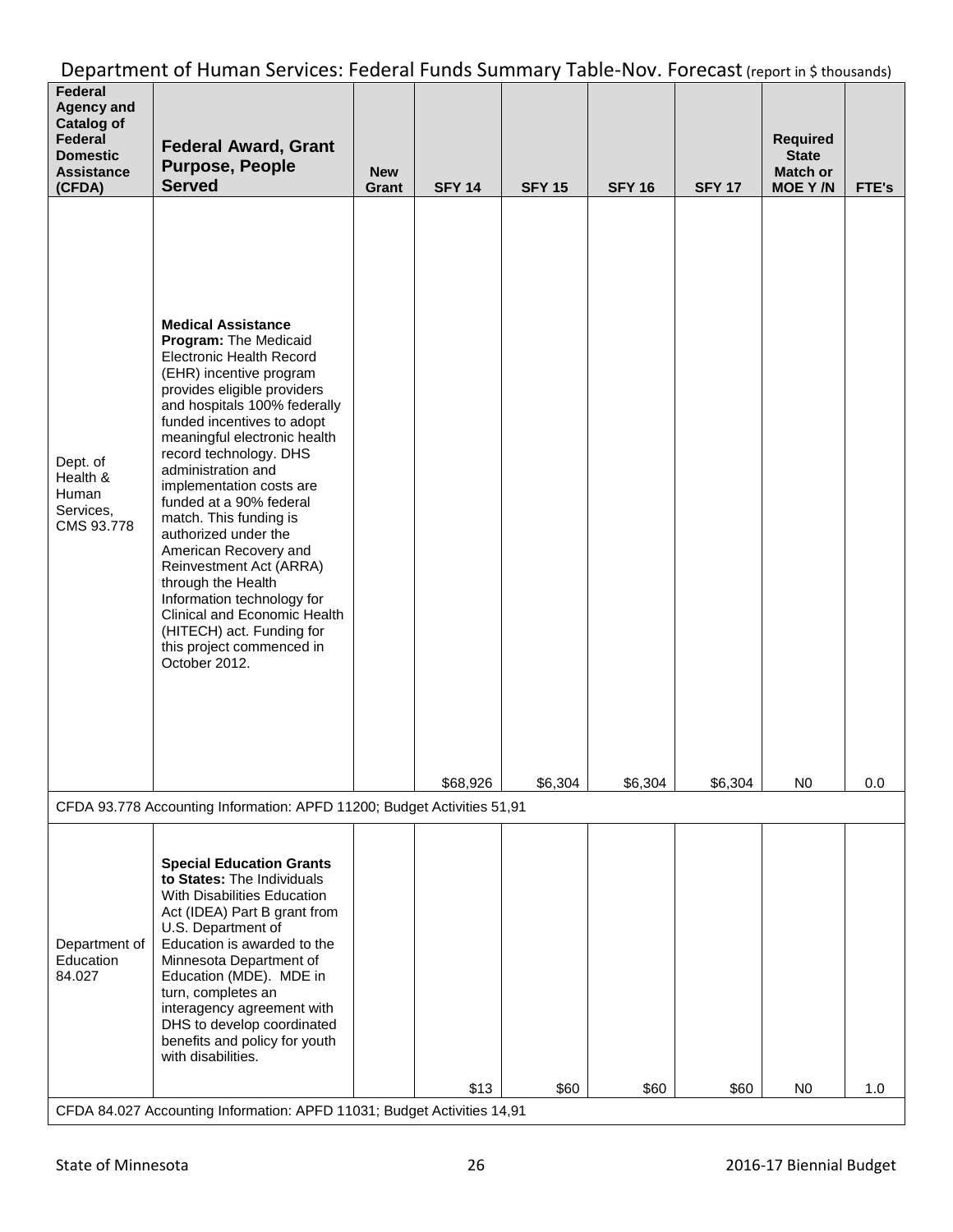## Department of Human Services: Federal Funds Summary Table-Nov. Forecast (report in $ thousands)

| Federal Agency and Catalog of Federal Domestic Assistance (CFDA) | Federal Award, Grant Purpose, People Served | New Grant | SFY 14 | SFY 15 | SFY 16 | SFY 17 | Required State Match or MOE Y /N | FTE's |
|---|---|---|---|---|---|---|---|---|
| Dept. of Health & Human Services, CMS 93.778 | **Medical Assistance Program:** The Medicaid Electronic Health Record (EHR) incentive program provides eligible providers and hospitals 100% federally funded incentives to adopt meaningful electronic health record technology. DHS administration and implementation costs are funded at a 90% federal match. This funding is authorized under the American Recovery and Reinvestment Act (ARRA) through the Health Information technology for Clinical and Economic Health (HITECH) act. Funding for this project commenced in October 2012. | | $68,926 | $6,304 | $6,304 | $6,304 | N0 | 0.0 |
| CFDA 93.778 Accounting Information: APFD 11200; Budget Activities 51,91 | | | | | | | | |
| Department of Education 84.027 | **Special Education Grants to States:** The Individuals With Disabilities Education Act (IDEA) Part B grant from U.S. Department of Education is awarded to the Minnesota Department of Education (MDE). MDE in turn, completes an interagency agreement with DHS to develop coordinated benefits and policy for youth with disabilities. | | $13 | $60 | $60 | $60 | N0 | 1.0 |
| CFDA 84.027 Accounting Information: APFD 11031; Budget Activities 14,91 | | | | | | | | |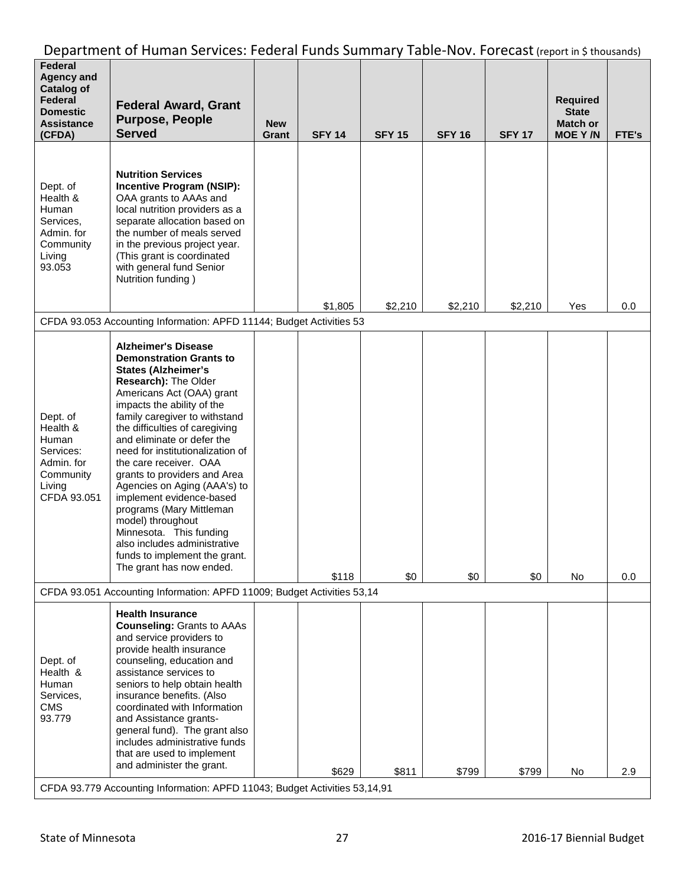# Department of Human Services: Federal Funds Summary Table-Nov. Forecast (report in $ thousands)

| Federal Agency and Catalog of Federal Domestic Assistance (CFDA) | Federal Award, Grant Purpose, People Served | New Grant | SFY 14 | SFY 15 | SFY 16 | SFY 17 | Required State Match or MOE Y /N | FTE's |
|---|---|---|---|---|---|---|---|---|
| Dept. of Health & Human Services, Admin. for Community Living 93.053 | **Nutrition Services Incentive Program (NSIP):** OAA grants to AAAs and local nutrition providers as a separate allocation based on the number of meals served in the previous project year. (This grant is coordinated with general fund Senior Nutrition funding ) | | $1,805 | $2,210 | $2,210 | $2,210 | Yes | 0.0 |
| CFDA 93.053 Accounting Information: APFD 11144; Budget Activities 53 | | | | | | | | |
| Dept. of Health & Human Services: Admin. for Community Living CFDA 93.051 | **Alzheimer's Disease Demonstration Grants to States (Alzheimer's Research):** The Older Americans Act (OAA) grant impacts the ability of the family caregiver to withstand the difficulties of caregiving and eliminate or defer the need for institutionalization of the care receiver. OAA grants to providers and Area Agencies on Aging (AAA's) to implement evidence-based programs (Mary Mittleman model) throughout Minnesota. This funding also includes administrative funds to implement the grant. The grant has now ended. | | $118 | $0 | $0 | $0 | No | 0.0 |
| CFDA 93.051 Accounting Information: APFD 11009; Budget Activities 53,14 | | | | | | | | |
| Dept. of Health & Human Services, CMS 93.779 | **Health Insurance Counseling:** Grants to AAAs and service providers to provide health insurance counseling, education and assistance services to seniors to help obtain health insurance benefits. (Also coordinated with Information and Assistance grants- general fund). The grant also includes administrative funds that are used to implement and administer the grant. | | $629 | $811 | $799 | $799 | No | 2.9 |
| CFDA 93.779 Accounting Information: APFD 11043; Budget Activities 53,14,91 | | | | | | | | |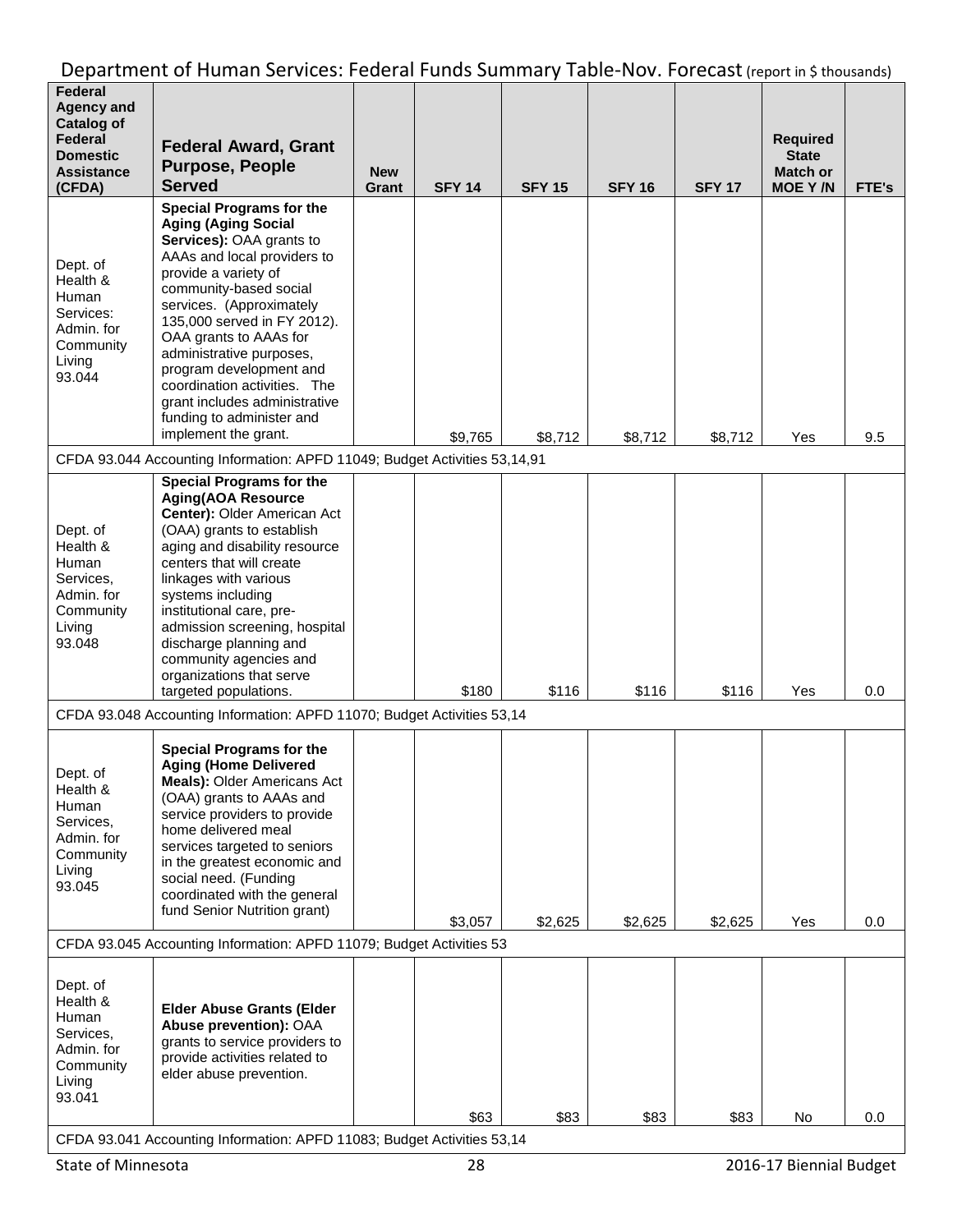## Department of Human Services: Federal Funds Summary Table-Nov. Forecast (report in $ thousands)

| Federal Agency and Catalog of Federal Domestic Assistance (CFDA) | Federal Award, Grant Purpose, People Served | New Grant | SFY 14 | SFY 15 | SFY 16 | SFY 17 | Required State Match or MOE Y /N | FTE's |
|---|---|---|---|---|---|---|---|---|
| Dept. of Health & Human Services: Admin. for Community Living 93.044 | **Special Programs for the Aging (Aging Social Services):** OAA grants to AAAs and local providers to provide a variety of community-based social services. (Approximately 135,000 served in FY 2012). OAA grants to AAAs for administrative purposes, program development and coordination activities. The grant includes administrative funding to administer and implement the grant. | | $9,765 | $8,712 | $8,712 | $8,712 | Yes | 9.5 |
| CFDA 93.044 Accounting Information: APFD 11049; Budget Activities 53,14,91 | | | | | | | | |
| Dept. of Health & Human Services, Admin. for Community Living 93.048 | **Special Programs for the Aging(AOA Resource Center):** Older American Act (OAA) grants to establish aging and disability resource centers that will create linkages with various systems including institutional care, pre-admission screening, hospital discharge planning and community agencies and organizations that serve targeted populations. | | $180 | $116 | $116 | $116 | Yes | 0.0 |
| CFDA 93.048 Accounting Information: APFD 11070; Budget Activities 53,14 | | | | | | | | |
| Dept. of Health & Human Services, Admin. for Community Living 93.045 | **Special Programs for the Aging (Home Delivered Meals):** Older Americans Act (OAA) grants to AAAs and service providers to provide home delivered meal services targeted to seniors in the greatest economic and social need. (Funding coordinated with the general fund Senior Nutrition grant) | | $3,057 | $2,625 | $2,625 | $2,625 | Yes | 0.0 |
| CFDA 93.045 Accounting Information: APFD 11079; Budget Activities 53 | | | | | | | | |
| Dept. of Health & Human Services, Admin. for Community Living 93.041 | **Elder Abuse Grants (Elder Abuse prevention):** OAA grants to service providers to provide activities related to elder abuse prevention. | | $63 | $83 | $83 | $83 | No | 0.0 |
| CFDA 93.041 Accounting Information: APFD 11083; Budget Activities 53,14 | | | | | | | | |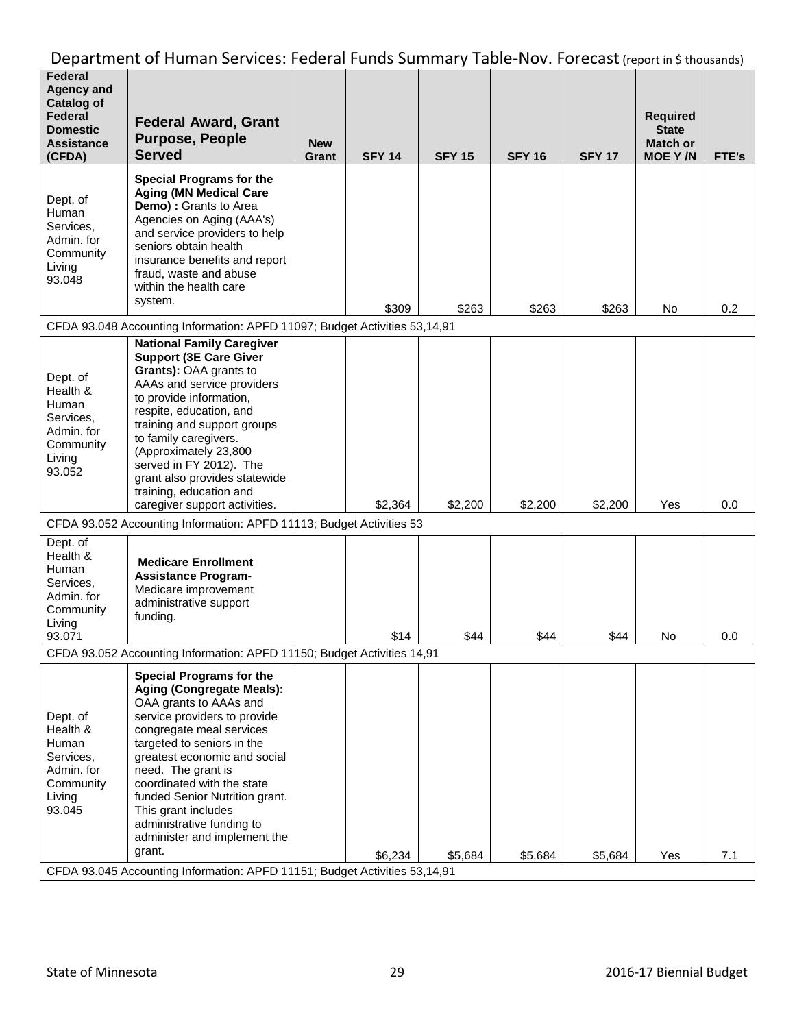# Department of Human Services: Federal Funds Summary Table-Nov. Forecast (report in $ thousands)

| Federal Agency and Catalog of Federal Domestic Assistance (CFDA) | Federal Award, Grant Purpose, People Served | New Grant | SFY 14 | SFY 15 | SFY 16 | SFY 17 | Required State Match or MOE Y /N | FTE's |
|---|---|---|---|---|---|---|---|---|
| Dept. of Human Services, Admin. for Community Living 93.048 | **Special Programs for the Aging (MN Medical Care Demo) :** Grants to Area Agencies on Aging (AAA's) and service providers to help seniors obtain health insurance benefits and report fraud, waste and abuse within the health care system. | | $309 | $263 | $263 | $263 | No | 0.2 |
| CFDA 93.048 Accounting Information: APFD 11097; Budget Activities 53,14,91 | | | | | | | | |
| Dept. of Health & Human Services, Admin. for Community Living 93.052 | **National Family Caregiver Support (3E Care Giver Grants):** OAA grants to AAAs and service providers to provide information, respite, education, and training and support groups to family caregivers. (Approximately 23,800 served in FY 2012). The grant also provides statewide training, education and caregiver support activities. | | $2,364 | $2,200 | $2,200 | $2,200 | Yes | 0.0 |
| CFDA 93.052 Accounting Information: APFD 11113; Budget Activities 53 | | | | | | | | |
| Dept. of Health & Human Services, Admin. for Community Living 93.071 | **Medicare Enrollment Assistance Program**- Medicare improvement administrative support funding. | | $14 | $44 | $44 | $44 | No | 0.0 |
| CFDA 93.052 Accounting Information: APFD 11150; Budget Activities 14,91 | | | | | | | | |
| Dept. of Health & Human Services, Admin. for Community Living 93.045 | **Special Programs for the Aging (Congregate Meals):** OAA grants to AAAs and service providers to provide congregate meal services targeted to seniors in the greatest economic and social need. The grant is coordinated with the state funded Senior Nutrition grant. This grant includes administrative funding to administer and implement the grant. | | $6,234 | $5,684 | $5,684 | $5,684 | Yes | 7.1 |
| CFDA 93.045 Accounting Information: APFD 11151; Budget Activities 53,14,91 | | | | | | | | |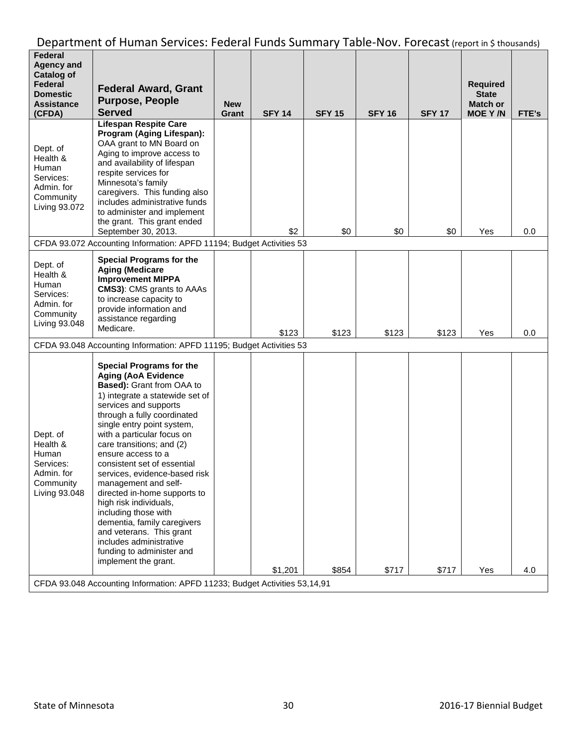## Department of Human Services: Federal Funds Summary Table-Nov. Forecast (report in $ thousands)

| Federal Agency and Catalog of Federal Domestic Assistance (CFDA) | Federal Award, Grant Purpose, People Served | New Grant | SFY 14 | SFY 15 | SFY 16 | SFY 17 | Required State Match or MOE Y /N | FTE's |
|---|---|---|---|---|---|---|---|---|
| Dept. of Health & Human Services: Admin. for Community Living 93.072 | **Lifespan Respite Care Program (Aging Lifespan):** OAA grant to MN Board on Aging to improve access to and availability of lifespan respite services for Minnesota's family caregivers. This funding also includes administrative funds to administer and implement the grant. This grant ended September 30, 2013. | | $2 | $0 | $0 | $0 | Yes | 0.0 |
| CFDA 93.072 Accounting Information: APFD 11194; Budget Activities 53 | | | | | | | | |
| Dept. of Health & Human Services: Admin. for Community Living 93.048 | **Special Programs for the Aging (Medicare Improvement MIPPA CMS3)**: CMS grants to AAAs to increase capacity to provide information and assistance regarding Medicare. | | $123 | $123 | $123 | $123 | Yes | 0.0 |
| CFDA 93.048 Accounting Information: APFD 11195; Budget Activities 53 | | | | | | | | |
| Dept. of Health & Human Services: Admin. for Community Living 93.048 | **Special Programs for the Aging (AoA Evidence Based):** Grant from OAA to 1) integrate a statewide set of services and supports through a fully coordinated single entry point system, with a particular focus on care transitions; and (2) ensure access to a consistent set of essential services, evidence-based risk management and self-directed in-home supports to high risk individuals, including those with dementia, family caregivers and veterans. This grant includes administrative funding to administer and implement the grant. | | $1,201 | $854 | $717 | $717 | Yes | 4.0 |
| CFDA 93.048 Accounting Information: APFD 11233; Budget Activities 53,14,91 | | | | | | | | |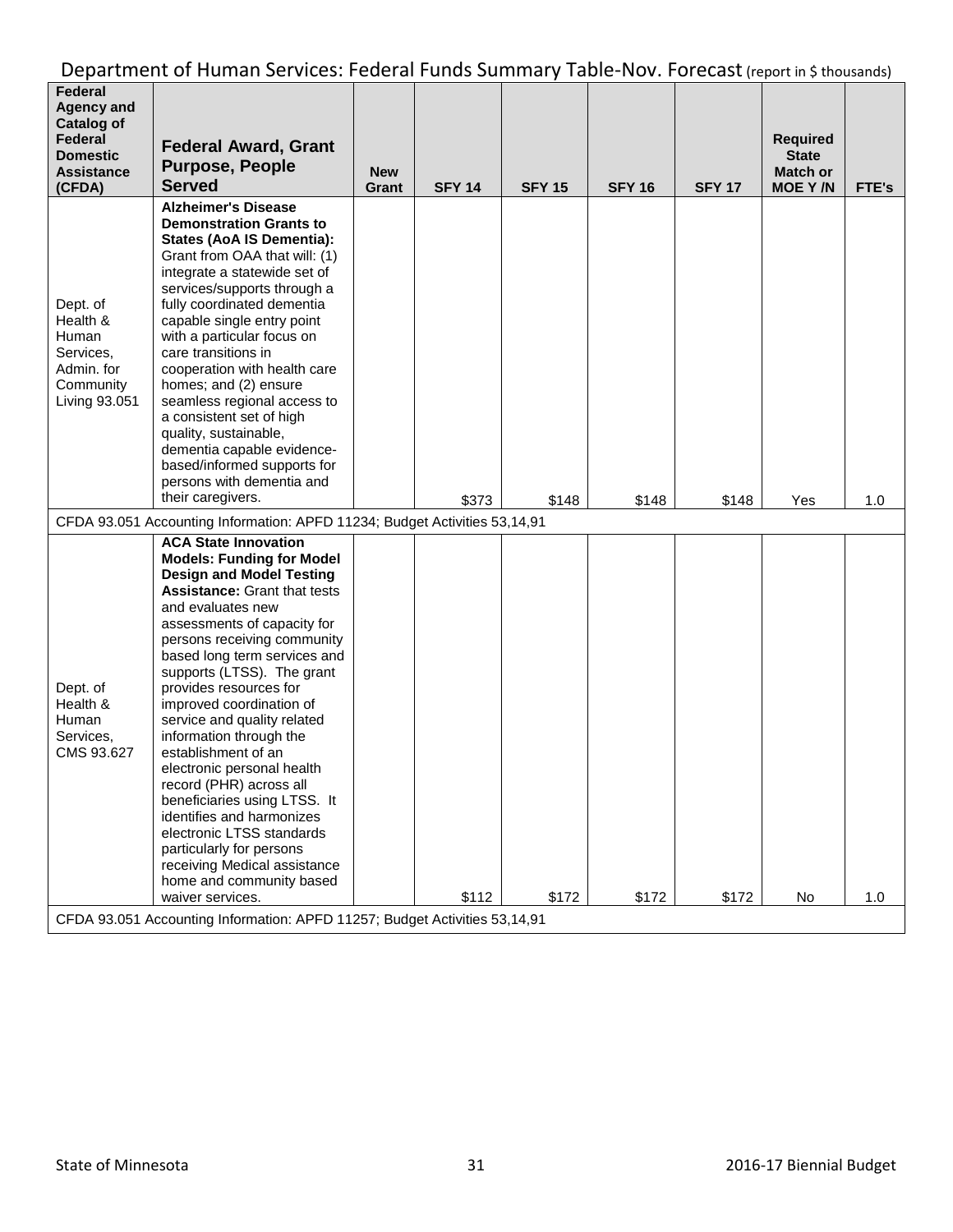## Department of Human Services: Federal Funds Summary Table-Nov. Forecast (report in $ thousands)

| Federal Agency and Catalog of Federal Domestic Assistance (CFDA) | Federal Award, Grant Purpose, People Served | New Grant | SFY 14 | SFY 15 | SFY 16 | SFY 17 | Required State Match or MOE Y /N | FTE's |
|---|---|---|---|---|---|---|---|---|
| Dept. of Health & Human Services, Admin. for Community Living 93.051 | **Alzheimer's Disease Demonstration Grants to States (AoA IS Dementia):** Grant from OAA that will: (1) integrate a statewide set of services/supports through a fully coordinated dementia capable single entry point with a particular focus on care transitions in cooperation with health care homes; and (2) ensure seamless regional access to a consistent set of high quality, sustainable, dementia capable evidence-based/informed supports for persons with dementia and their caregivers. | | $373 | $148 | $148 | $148 | Yes | 1.0 |
| CFDA 93.051 Accounting Information: APFD 11234; Budget Activities 53,14,91 | | | | | | | | |
| Dept. of Health & Human Services, CMS 93.627 | **ACA State Innovation Models: Funding for Model Design and Model Testing Assistance:** Grant that tests and evaluates new assessments of capacity for persons receiving community based long term services and supports (LTSS). The grant provides resources for improved coordination of service and quality related information through the establishment of an electronic personal health record (PHR) across all beneficiaries using LTSS. It identifies and harmonizes electronic LTSS standards particularly for persons receiving Medical assistance home and community based waiver services. | | $112 | $172 | $172 | $172 | No | 1.0 |
| CFDA 93.051 Accounting Information: APFD 11257; Budget Activities 53,14,91 | | | | | | | | |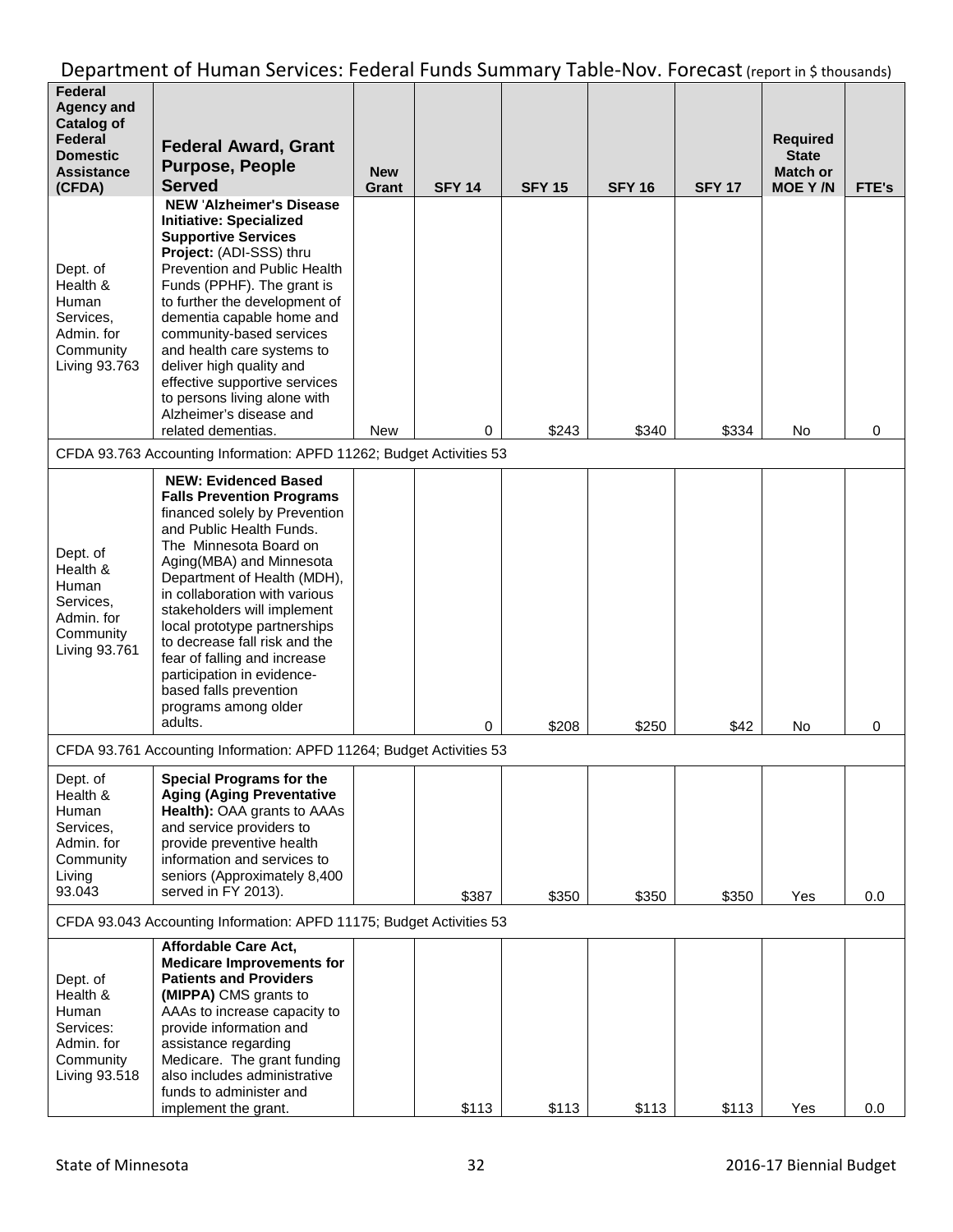## Department of Human Services: Federal Funds Summary Table-Nov. Forecast (report in $ thousands)

| Federal Agency and Catalog of Federal Domestic Assistance (CFDA) | Federal Award, Grant Purpose, People Served | New Grant | SFY 14 | SFY 15 | SFY 16 | SFY 17 | Required State Match or MOE Y /N | FTE's |
|---|---|---|---|---|---|---|---|---|
| Dept. of Health & Human Services, Admin. for Community Living 93.763 | **NEW 'Alzheimer's Disease Initiative: Specialized Supportive Services Project:** (ADI-SSS) thru Prevention and Public Health Funds (PPHF). The grant is to further the development of dementia capable home and community-based services and health care systems to deliver high quality and effective supportive services to persons living alone with Alzheimer's disease and related dementias. | New | 0 | $243 | $340 | $334 | No | 0 |
| CFDA 93.763 Accounting Information: APFD 11262; Budget Activities 53 | | | | | | | | |
| Dept. of Health & Human Services, Admin. for Community Living 93.761 | **NEW: Evidenced Based Falls Prevention Programs** financed solely by Prevention and Public Health Funds. The Minnesota Board on Aging(MBA) and Minnesota Department of Health (MDH), in collaboration with various stakeholders will implement local prototype partnerships to decrease fall risk and the fear of falling and increase participation in evidence-based falls prevention programs among older adults. | | 0 | $208 | $250 | $42 | No | 0 |
| CFDA 93.761 Accounting Information: APFD 11264; Budget Activities 53 | | | | | | | | |
| Dept. of Health & Human Services, Admin. for Community Living 93.043 | **Special Programs for the Aging (Aging Preventative Health):** OAA grants to AAAs and service providers to provide preventive health information and services to seniors (Approximately 8,400 served in FY 2013). | | $387 | $350 | $350 | $350 | Yes | 0.0 |
| CFDA 93.043 Accounting Information: APFD 11175; Budget Activities 53 | | | | | | | | |
| Dept. of Health & Human Services: Admin. for Community Living 93.518 | **Affordable Care Act, Medicare Improvements for Patients and Providers (MIPPA)** CMS grants to AAAs to increase capacity to provide information and assistance regarding Medicare. The grant funding also includes administrative funds to administer and implement the grant. | | $113 | $113 | $113 | $113 | Yes | 0.0 |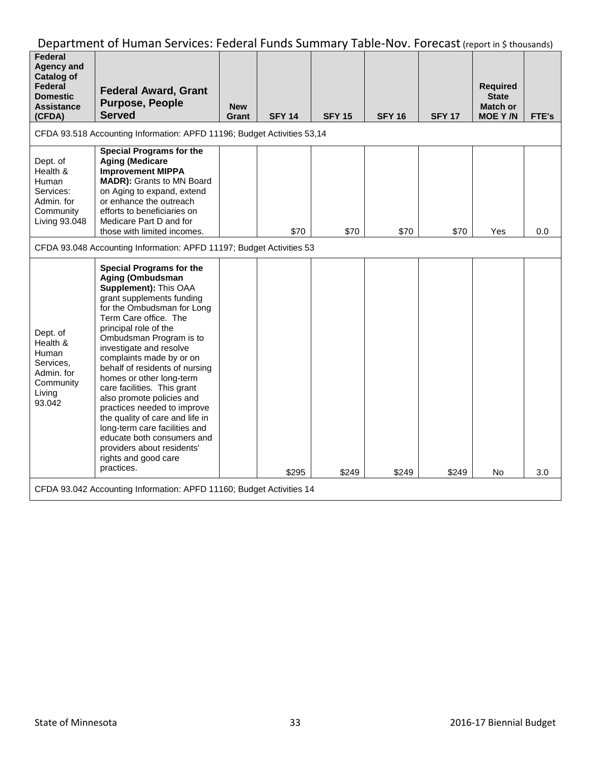## Department of Human Services: Federal Funds Summary Table-Nov. Forecast (report in $ thousands)

| Federal Agency and Catalog of Federal Domestic Assistance (CFDA) | Federal Award, Grant Purpose, People Served | New Grant | SFY 14 | SFY 15 | SFY 16 | SFY 17 | Required State Match or MOE Y /N | FTE's |
|---|---|---|---|---|---|---|---|---|
| CFDA 93.518 Accounting Information: APFD 11196; Budget Activities 53,14 | | | | | | | | |
| Dept. of Health & Human Services: Admin. for Community Living 93.048 | **Special Programs for the Aging (Medicare Improvement MIPPA MADR):** Grants to MN Board on Aging to expand, extend or enhance the outreach efforts to beneficiaries on Medicare Part D and for those with limited incomes. | | $70 | $70 | $70 | $70 | Yes | 0.0 |
| CFDA 93.048 Accounting Information: APFD 11197; Budget Activities 53 | | | | | | | | |
| Dept. of Health & Human Services, Admin. for Community Living 93.042 | **Special Programs for the Aging (Ombudsman Supplement):** This OAA grant supplements funding for the Ombudsman for Long Term Care office. The principal role of the Ombudsman Program is to investigate and resolve complaints made by or on behalf of residents of nursing homes or other long-term care facilities. This grant also promote policies and practices needed to improve the quality of care and life in long-term care facilities and educate both consumers and providers about residents' rights and good care practices. | | $295 | $249 | $249 | $249 | No | 3.0 |
| CFDA 93.042 Accounting Information: APFD 11160; Budget Activities 14 | | | | | | | | |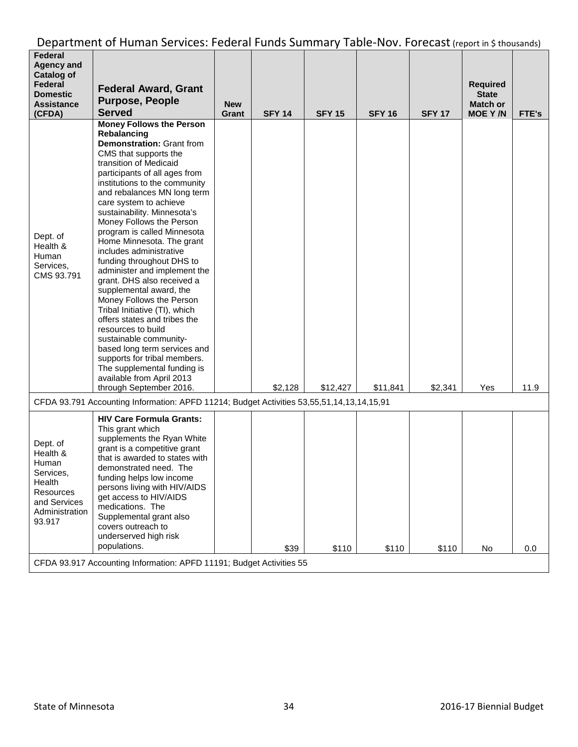## Department of Human Services: Federal Funds Summary Table-Nov. Forecast (report in $ thousands)

| Federal Agency and Catalog of Federal Domestic Assistance (CFDA) | Federal Award, Grant Purpose, People Served | New Grant | SFY 14 | SFY 15 | SFY 16 | SFY 17 | Required State Match or MOE Y /N | FTE's |
|---|---|---|---|---|---|---|---|---|
| Dept. of Health & Human Services, CMS 93.791 | **Money Follows the Person Rebalancing Demonstration:** Grant from CMS that supports the transition of Medicaid participants of all ages from institutions to the community and rebalances MN long term care system to achieve sustainability. Minnesota's Money Follows the Person program is called Minnesota Home Minnesota. The grant includes administrative funding throughout DHS to administer and implement the grant. DHS also received a supplemental award, the Money Follows the Person Tribal Initiative (TI), which offers states and tribes the resources to build sustainable community-based long term services and supports for tribal members. The supplemental funding is available from April 2013 through September 2016. | | $2,128 | $12,427 | $11,841 | $2,341 | Yes | 11.9 |
| CFDA 93.791 Accounting Information: APFD 11214; Budget Activities 53,55,51,14,13,14,15,91 | | | | | | | | |
| Dept. of Health & Human Services, Health Resources and Services Administration 93.917 | **HIV Care Formula Grants:** This grant which supplements the Ryan White grant is a competitive grant that is awarded to states with demonstrated need. The funding helps low income persons living with HIV/AIDS get access to HIV/AIDS medications. The Supplemental grant also covers outreach to underserved high risk populations. | | $39 | $110 | $110 | $110 | No | 0.0 |
| CFDA 93.917 Accounting Information: APFD 11191; Budget Activities 55 | | | | | | | | |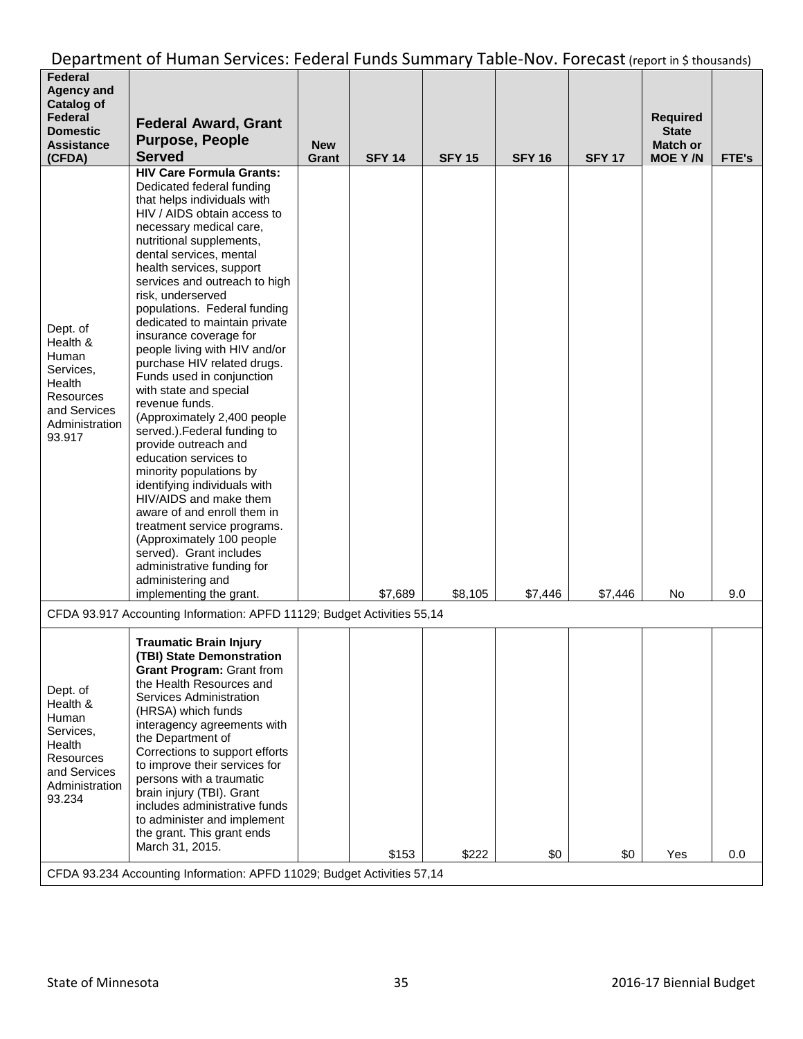# Department of Human Services: Federal Funds Summary Table-Nov. Forecast (report in $ thousands)

| Federal Agency and Catalog of Federal Domestic Assistance (CFDA) | Federal Award, Grant Purpose, People Served | New Grant | SFY 14 | SFY 15 | SFY 16 | SFY 17 | Required State Match or MOE Y /N | FTE's |
|---|---|---|---|---|---|---|---|---|
| Dept. of Health & Human Services, Health Resources and Services Administration 93.917 | **HIV Care Formula Grants:** Dedicated federal funding that helps individuals with HIV / AIDS obtain access to necessary medical care, nutritional supplements, dental services, mental health services, support services and outreach to high risk, underserved populations. Federal funding dedicated to maintain private insurance coverage for people living with HIV and/or purchase HIV related drugs. Funds used in conjunction with state and special revenue funds. (Approximately 2,400 people served.).Federal funding to provide outreach and education services to minority populations by identifying individuals with HIV/AIDS and make them aware of and enroll them in treatment service programs. (Approximately 100 people served). Grant includes administrative funding for administering and implementing the grant. | | $7,689 | $8,105 | $7,446 | $7,446 | No | 9.0 |
| CFDA 93.917 Accounting Information: APFD 11129; Budget Activities 55,14 | | | | | | | | |
| Dept. of Health & Human Services, Health Resources and Services Administration 93.234 | **Traumatic Brain Injury (TBI) State Demonstration Grant Program:** Grant from the Health Resources and Services Administration (HRSA) which funds interagency agreements with the Department of Corrections to support efforts to improve their services for persons with a traumatic brain injury (TBI). Grant includes administrative funds to administer and implement the grant. This grant ends March 31, 2015. | | $153 | $222 | $0 | $0 | Yes | 0.0 |
| CFDA 93.234 Accounting Information: APFD 11029; Budget Activities 57,14 | | | | | | | | |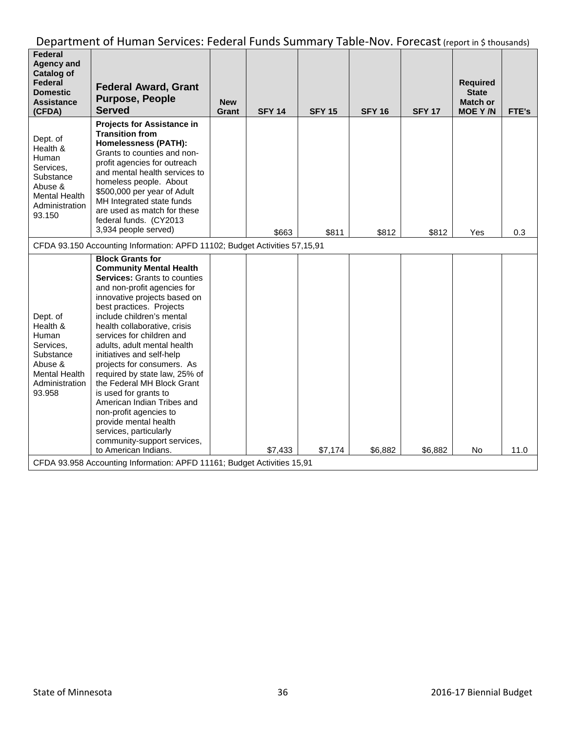# Department of Human Services: Federal Funds Summary Table-Nov. Forecast (report in $ thousands)

| Federal Agency and Catalog of Federal Domestic Assistance (CFDA) | Federal Award, Grant Purpose, People Served | New Grant | SFY 14 | SFY 15 | SFY 16 | SFY 17 | Required State Match or MOE Y /N | FTE's |
|---|---|---|---|---|---|---|---|---|
| Dept. of Health & Human Services, Substance Abuse & Mental Health Administration 93.150 | **Projects for Assistance in Transition from Homelessness (PATH):** Grants to counties and non-profit agencies for outreach and mental health services to homeless people. About $500,000 per year of Adult MH Integrated state funds are used as match for these federal funds. (CY2013 3,934 people served) | | $663 | $811 | $812 | $812 | Yes | 0.3 |
| CFDA 93.150 Accounting Information: APFD 11102; Budget Activities 57,15,91 | | | | | | | | |
| Dept. of Health & Human Services, Substance Abuse & Mental Health Administration 93.958 | **Block Grants for Community Mental Health Services:** Grants to counties and non-profit agencies for innovative projects based on best practices. Projects include children's mental health collaborative, crisis services for children and adults, adult mental health initiatives and self-help projects for consumers. As required by state law, 25% of the Federal MH Block Grant is used for grants to American Indian Tribes and non-profit agencies to provide mental health services, particularly community-support services, to American Indians. | | $7,433 | $7,174 | $6,882 | $6,882 | No | 11.0 |
| CFDA 93.958 Accounting Information: APFD 11161; Budget Activities 15,91 | | | | | | | | |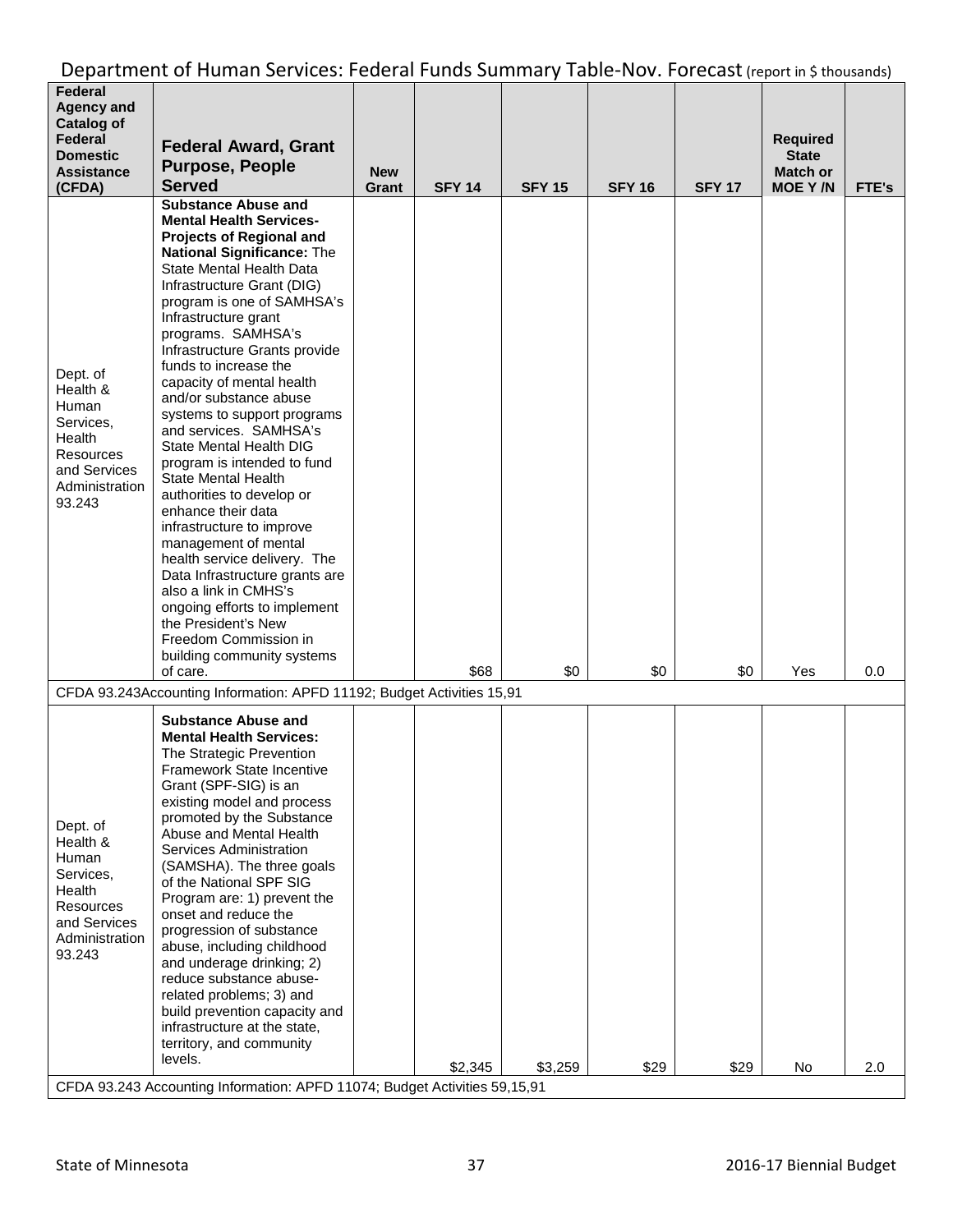## Department of Human Services: Federal Funds Summary Table-Nov. Forecast (report in $ thousands)

| Federal Agency and Catalog of Federal Domestic Assistance (CFDA) | Federal Award, Grant Purpose, People Served | New Grant | SFY 14 | SFY 15 | SFY 16 | SFY 17 | Required State Match or MOE Y /N | FTE's |
|---|---|---|---|---|---|---|---|---|
| Dept. of Health & Human Services, Health Resources and Services Administration 93.243 | **Substance Abuse and Mental Health Services-Projects of Regional and National Significance:** The State Mental Health Data Infrastructure Grant (DIG) program is one of SAMHSA's Infrastructure grant programs. SAMHSA's Infrastructure Grants provide funds to increase the capacity of mental health and/or substance abuse systems to support programs and services. SAMHSA's State Mental Health DIG program is intended to fund State Mental Health authorities to develop or enhance their data infrastructure to improve management of mental health service delivery. The Data Infrastructure grants are also a link in CMHS's ongoing efforts to implement the President's New Freedom Commission in building community systems of care. | | $68 | $0 | $0 | $0 | Yes | 0.0 |
| CFDA 93.243Accounting Information: APFD 11192; Budget Activities 15,91 | | | | | | | | |
| Dept. of Health & Human Services, Health Resources and Services Administration 93.243 | **Substance Abuse and Mental Health Services:** The Strategic Prevention Framework State Incentive Grant (SPF-SIG) is an existing model and process promoted by the Substance Abuse and Mental Health Services Administration (SAMSHA). The three goals of the National SPF SIG Program are: 1) prevent the onset and reduce the progression of substance abuse, including childhood and underage drinking; 2) reduce substance abuse-related problems; 3) and build prevention capacity and infrastructure at the state, territory, and community levels. | | $2,345 | $3,259 | $29 | $29 | No | 2.0 |
| CFDA 93.243 Accounting Information: APFD 11074; Budget Activities 59,15,91 | | | | | | | | |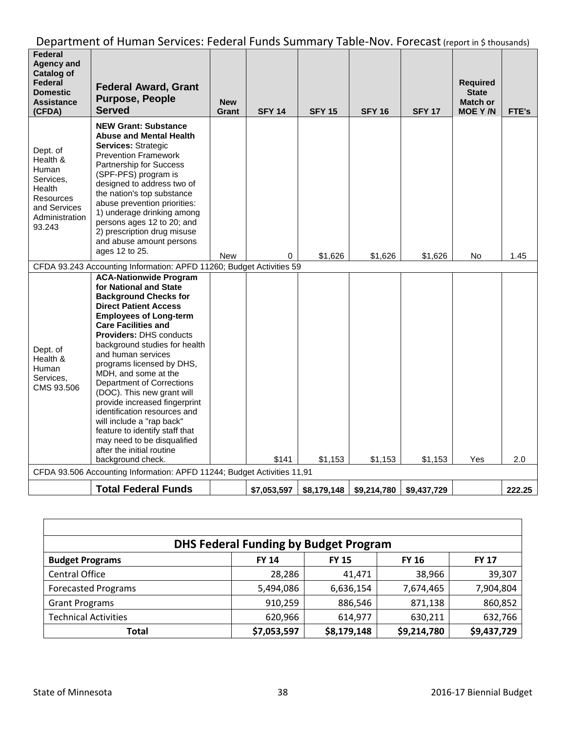## Department of Human Services: Federal Funds Summary Table-Nov. Forecast (report in $ thousands)

| Federal Agency and Catalog of Federal Domestic Assistance (CFDA) | Federal Award, Grant Purpose, People Served | New Grant | SFY 14 | SFY 15 | SFY 16 | SFY 17 | Required State Match or MOE Y /N | FTE's |
|---|---|---|---|---|---|---|---|---|
| Dept. of Health & Human Services, Health Resources and Services Administration 93.243 | **NEW Grant: Substance Abuse and Mental Health Services:** Strategic Prevention Framework Partnership for Success (SPF-PFS) program is designed to address two of the nation's top substance abuse prevention priorities: 1) underage drinking among persons ages 12 to 20; and 2) prescription drug misuse and abuse amount persons ages 12 to 25. | New | 0 | $1,626 | $1,626 | $1,626 | No | 1.45 |
| CFDA 93.243 Accounting Information: APFD 11260; Budget Activities 59 | | | | | | | | |
| Dept. of Health & Human Services, CMS 93.506 | **ACA-Nationwide Program for National and State Background Checks for Direct Patient Access Employees of Long-term Care Facilities and Providers:** DHS conducts background studies for health and human services programs licensed by DHS, MDH, and some at the Department of Corrections (DOC). This new grant will provide increased fingerprint identification resources and will include a "rap back" feature to identify staff that may need to be disqualified after the initial routine background check. | | $141 | $1,153 | $1,153 | $1,153 | Yes | 2.0 |
| CFDA 93.506 Accounting Information: APFD 11244; Budget Activities 11,91 | | | | | | | | |
| | **Total Federal Funds** | | $7,053,597 | $8,179,148 | $9,214,780 | $9,437,729 | | 222.25 |

### DHS Federal Funding by Budget Program

| Budget Programs | FY 14 | FY 15 | FY 16 | FY 17 |
|---|---|---|---|---|
| Central Office | 28,286 | 41,471 | 38,966 | 39,307 |
| Forecasted Programs | 5,494,086 | 6,636,154 | 7,674,465 | 7,904,804 |
| Grant Programs | 910,259 | 886,546 | 871,138 | 860,852 |
| Technical Activities | 620,966 | 614,977 | 630,211 | 632,766 |
| **Total** | **$7,053,597** | **$8,179,148** | **$9,214,780** | **$9,437,729** |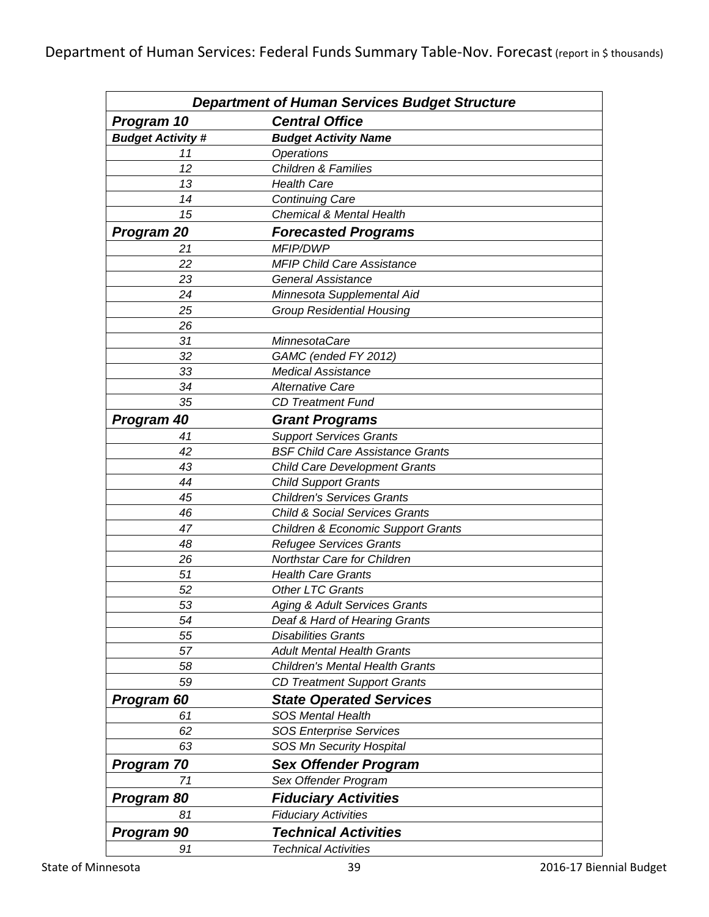Department of Human Services: Federal Funds Summary Table-Nov. Forecast (report in $ thousands)

| *Department of Human Services Budget Structure* | |
|---|---|
| ***Program 10*** | ***Central Office*** |
| ***Budget Activity #*** | ***Budget Activity Name*** |
| *11* | *Operations* |
| *12* | *Children & Families* |
| *13* | *Health Care* |
| *14* | *Continuing Care* |
| *15* | *Chemical & Mental Health* |
| ***Program 20*** | ***Forecasted Programs*** |
| *21* | *MFIP/DWP* |
| *22* | *MFIP Child Care Assistance* |
| *23* | *General Assistance* |
| *24* | *Minnesota Supplemental Aid* |
| *25* | *Group Residential Housing* |
| *26* | |
| *31* | *MinnesotaCare* |
| *32* | *GAMC (ended FY 2012)* |
| *33* | *Medical Assistance* |
| *34* | *Alternative Care* |
| *35* | *CD Treatment Fund* |
| ***Program 40*** | ***Grant Programs*** |
| *41* | *Support Services Grants* |
| *42* | *BSF Child Care Assistance Grants* |
| *43* | *Child Care Development Grants* |
| *44* | *Child Support Grants* |
| *45* | *Children's Services Grants* |
| *46* | *Child & Social Services Grants* |
| *47* | *Children & Economic Support Grants* |
| *48* | *Refugee Services Grants* |
| *26* | *Northstar Care for Children* |
| *51* | *Health Care Grants* |
| *52* | *Other LTC Grants* |
| *53* | *Aging & Adult Services Grants* |
| *54* | *Deaf & Hard of Hearing Grants* |
| *55* | *Disabilities Grants* |
| *57* | *Adult Mental Health Grants* |
| *58* | *Children's Mental Health Grants* |
| *59* | *CD Treatment Support Grants* |
| ***Program 60*** | ***State Operated Services*** |
| *61* | *SOS Mental Health* |
| *62* | *SOS Enterprise Services* |
| *63* | *SOS Mn Security Hospital* |
| ***Program 70*** | ***Sex Offender Program*** |
| *71* | *Sex Offender Program* |
| ***Program 80*** | ***Fiduciary Activities*** |
| *81* | *Fiduciary Activities* |
| ***Program 90*** | ***Technical Activities*** |
| *91* | *Technical Activities* |